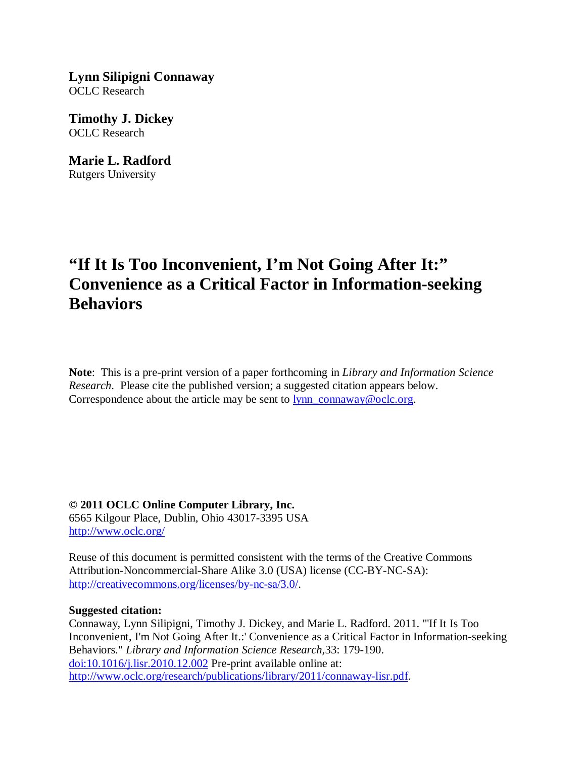**Lynn Silipigni Connaway**
OCLC Research

**Timothy J. Dickey**
OCLC Research

**Marie L. Radford**
Rutgers University

# "If It Is Too Inconvenient, I'm Not Going After It:" Convenience as a Critical Factor in Information-seeking Behaviors

**Note**: This is a pre-print version of a paper forthcoming in *Library and Information Science Research*. Please cite the published version; a suggested citation appears below. Correspondence about the article may be sent to lynn_connaway@oclc.org.

**© 2011 OCLC Online Computer Library, Inc.**
6565 Kilgour Place, Dublin, Ohio 43017-3395 USA
http://www.oclc.org/

Reuse of this document is permitted consistent with the terms of the Creative Commons Attribution-Noncommercial-Share Alike 3.0 (USA) license (CC-BY-NC-SA): http://creativecommons.org/licenses/by-nc-sa/3.0/.

**Suggested citation:**
Connaway, Lynn Silipigni, Timothy J. Dickey, and Marie L. Radford. 2011. "'If It Is Too Inconvenient, I'm Not Going After It.:' Convenience as a Critical Factor in Information-seeking Behaviors." *Library and Information Science Research*,33: 179-190. doi:10.1016/j.lisr.2010.12.002 Pre-print available online at: http://www.oclc.org/research/publications/library/2011/connaway-lisr.pdf.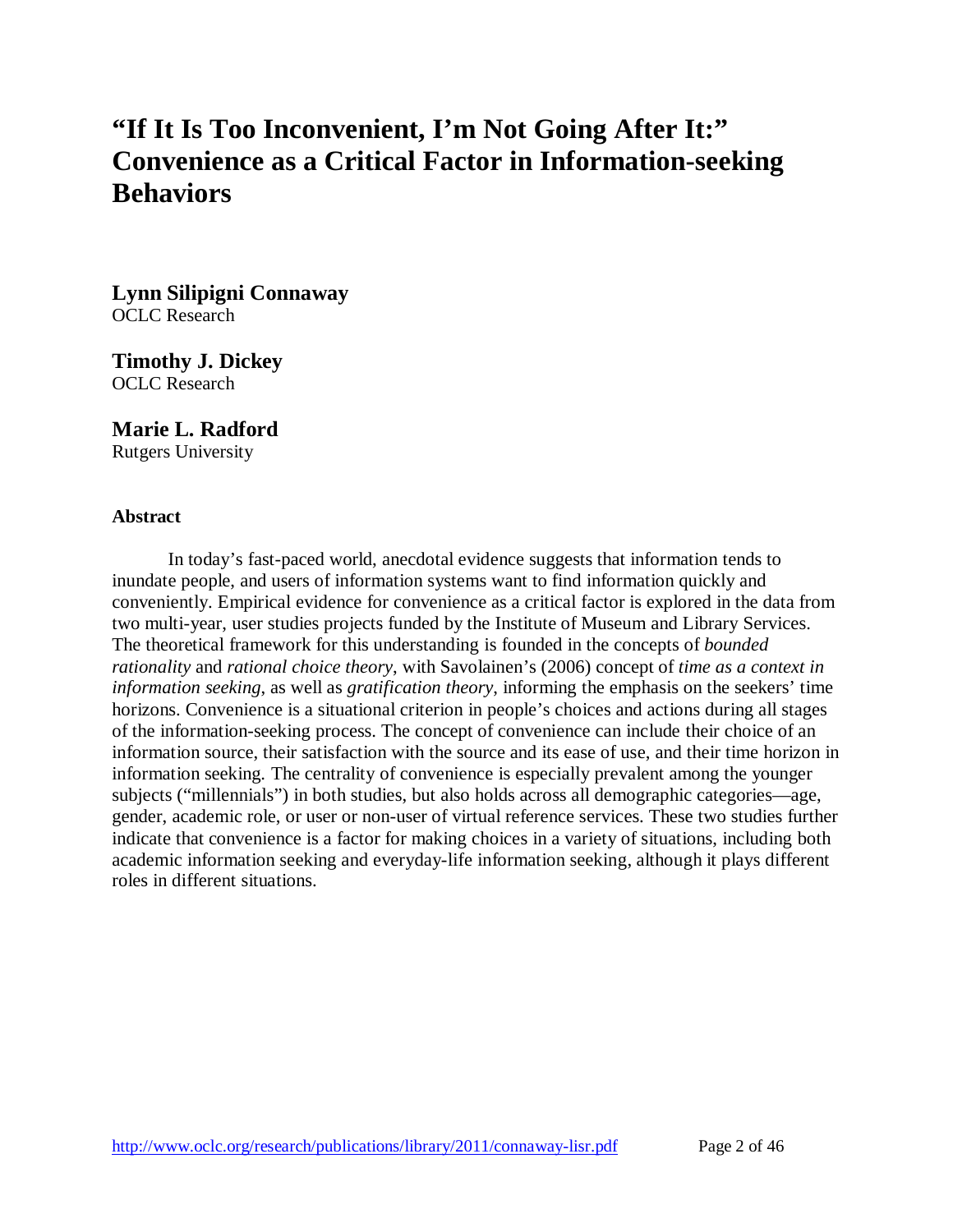# "If It Is Too Inconvenient, I'm Not Going After It:" Convenience as a Critical Factor in Information-seeking Behaviors

**Lynn Silipigni Connaway**
OCLC Research

**Timothy J. Dickey**
OCLC Research

**Marie L. Radford**
Rutgers University

**Abstract**

In today's fast-paced world, anecdotal evidence suggests that information tends to inundate people, and users of information systems want to find information quickly and conveniently. Empirical evidence for convenience as a critical factor is explored in the data from two multi-year, user studies projects funded by the Institute of Museum and Library Services. The theoretical framework for this understanding is founded in the concepts of *bounded rationality* and *rational choice theory*, with Savolainen's (2006) concept of *time as a context in information seeking*, as well as *gratification theory*, informing the emphasis on the seekers' time horizons. Convenience is a situational criterion in people's choices and actions during all stages of the information-seeking process. The concept of convenience can include their choice of an information source, their satisfaction with the source and its ease of use, and their time horizon in information seeking. The centrality of convenience is especially prevalent among the younger subjects ("millennials") in both studies, but also holds across all demographic categories—age, gender, academic role, or user or non-user of virtual reference services. These two studies further indicate that convenience is a factor for making choices in a variety of situations, including both academic information seeking and everyday-life information seeking, although it plays different roles in different situations.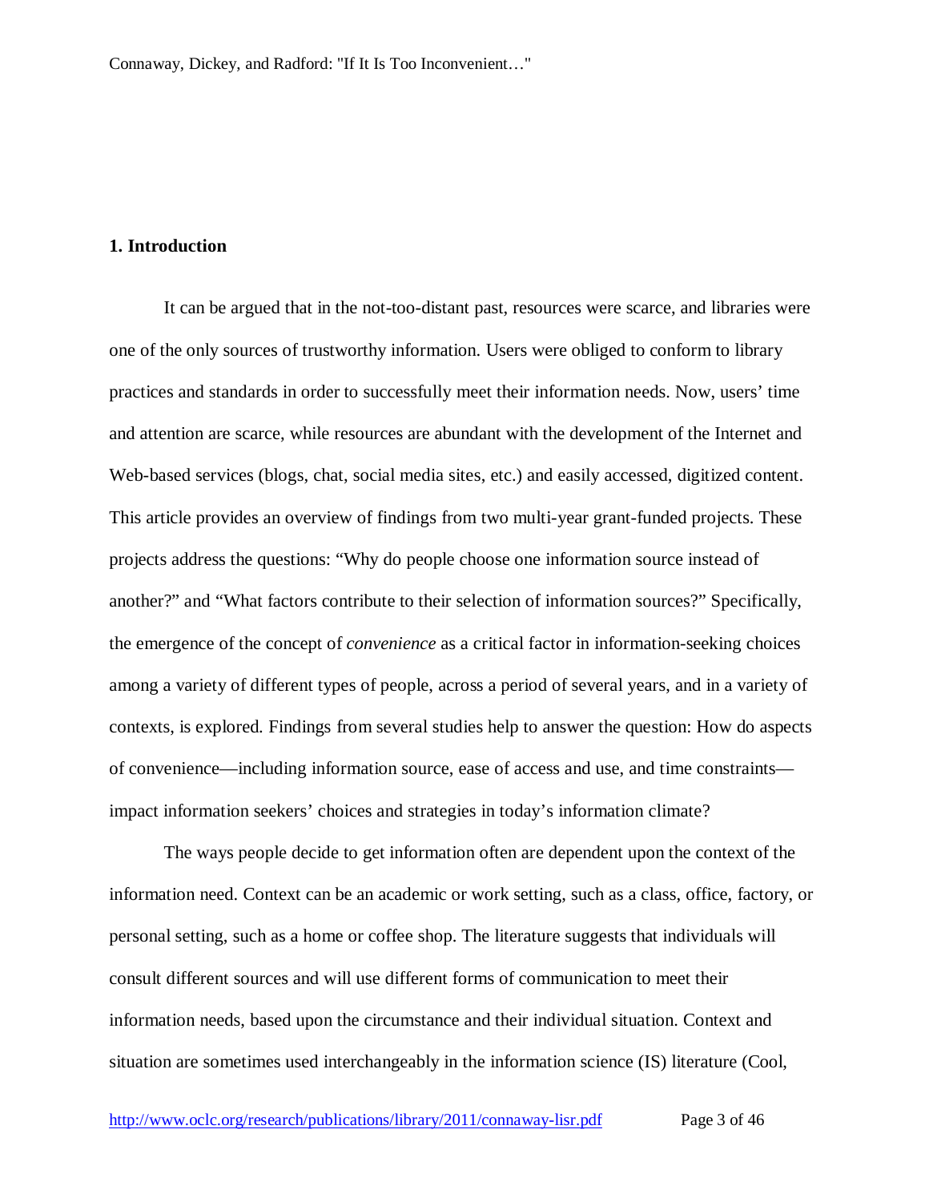## 1. Introduction

It can be argued that in the not-too-distant past, resources were scarce, and libraries were one of the only sources of trustworthy information. Users were obliged to conform to library practices and standards in order to successfully meet their information needs. Now, users' time and attention are scarce, while resources are abundant with the development of the Internet and Web-based services (blogs, chat, social media sites, etc.) and easily accessed, digitized content. This article provides an overview of findings from two multi-year grant-funded projects. These projects address the questions: "Why do people choose one information source instead of another?" and "What factors contribute to their selection of information sources?" Specifically, the emergence of the concept of *convenience* as a critical factor in information-seeking choices among a variety of different types of people, across a period of several years, and in a variety of contexts, is explored. Findings from several studies help to answer the question: How do aspects of convenience—including information source, ease of access and use, and time constraints—impact information seekers' choices and strategies in today's information climate?

The ways people decide to get information often are dependent upon the context of the information need. Context can be an academic or work setting, such as a class, office, factory, or personal setting, such as a home or coffee shop. The literature suggests that individuals will consult different sources and will use different forms of communication to meet their information needs, based upon the circumstance and their individual situation. Context and situation are sometimes used interchangeably in the information science (IS) literature (Cool,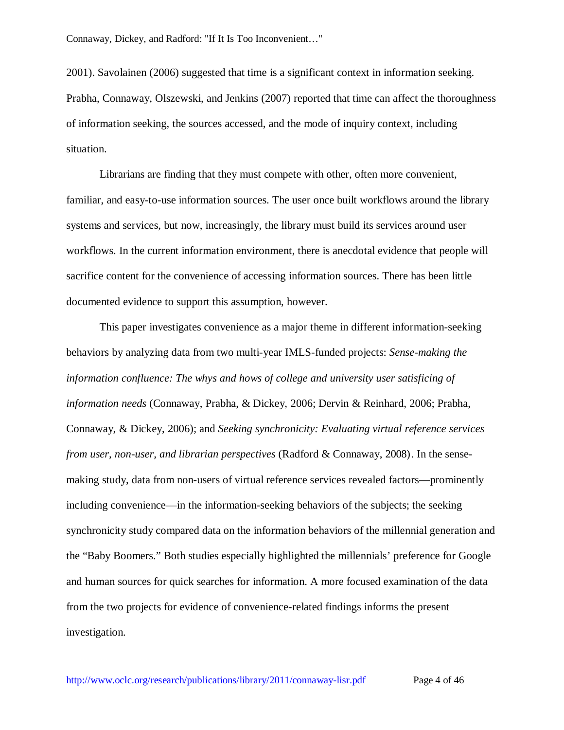2001). Savolainen (2006) suggested that time is a significant context in information seeking. Prabha, Connaway, Olszewski, and Jenkins (2007) reported that time can affect the thoroughness of information seeking, the sources accessed, and the mode of inquiry context, including situation.

Librarians are finding that they must compete with other, often more convenient, familiar, and easy-to-use information sources. The user once built workflows around the library systems and services, but now, increasingly, the library must build its services around user workflows. In the current information environment, there is anecdotal evidence that people will sacrifice content for the convenience of accessing information sources. There has been little documented evidence to support this assumption, however.

This paper investigates convenience as a major theme in different information-seeking behaviors by analyzing data from two multi-year IMLS-funded projects: *Sense-making the information confluence: The whys and hows of college and university user satisficing of information needs* (Connaway, Prabha, & Dickey, 2006; Dervin & Reinhard, 2006; Prabha, Connaway, & Dickey, 2006); and *Seeking synchronicity: Evaluating virtual reference services from user, non-user, and librarian perspectives* (Radford & Connaway, 2008). In the sense-making study, data from non-users of virtual reference services revealed factors—prominently including convenience—in the information-seeking behaviors of the subjects; the seeking synchronicity study compared data on the information behaviors of the millennial generation and the “Baby Boomers.” Both studies especially highlighted the millennials’ preference for Google and human sources for quick searches for information. A more focused examination of the data from the two projects for evidence of convenience-related findings informs the present investigation.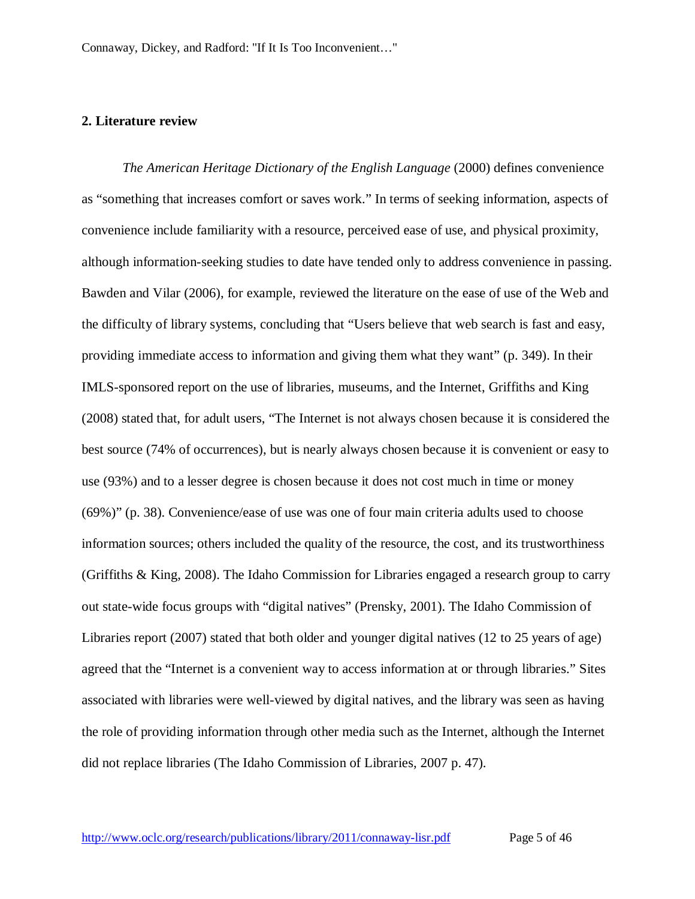## 2. Literature review

*The American Heritage Dictionary of the English Language* (2000) defines convenience as "something that increases comfort or saves work." In terms of seeking information, aspects of convenience include familiarity with a resource, perceived ease of use, and physical proximity, although information-seeking studies to date have tended only to address convenience in passing. Bawden and Vilar (2006), for example, reviewed the literature on the ease of use of the Web and the difficulty of library systems, concluding that "Users believe that web search is fast and easy, providing immediate access to information and giving them what they want" (p. 349). In their IMLS-sponsored report on the use of libraries, museums, and the Internet, Griffiths and King (2008) stated that, for adult users, "The Internet is not always chosen because it is considered the best source (74% of occurrences), but is nearly always chosen because it is convenient or easy to use (93%) and to a lesser degree is chosen because it does not cost much in time or money (69%)" (p. 38). Convenience/ease of use was one of four main criteria adults used to choose information sources; others included the quality of the resource, the cost, and its trustworthiness (Griffiths & King, 2008). The Idaho Commission for Libraries engaged a research group to carry out state-wide focus groups with "digital natives" (Prensky, 2001). The Idaho Commission of Libraries report (2007) stated that both older and younger digital natives (12 to 25 years of age) agreed that the "Internet is a convenient way to access information at or through libraries." Sites associated with libraries were well-viewed by digital natives, and the library was seen as having the role of providing information through other media such as the Internet, although the Internet did not replace libraries (The Idaho Commission of Libraries, 2007 p. 47).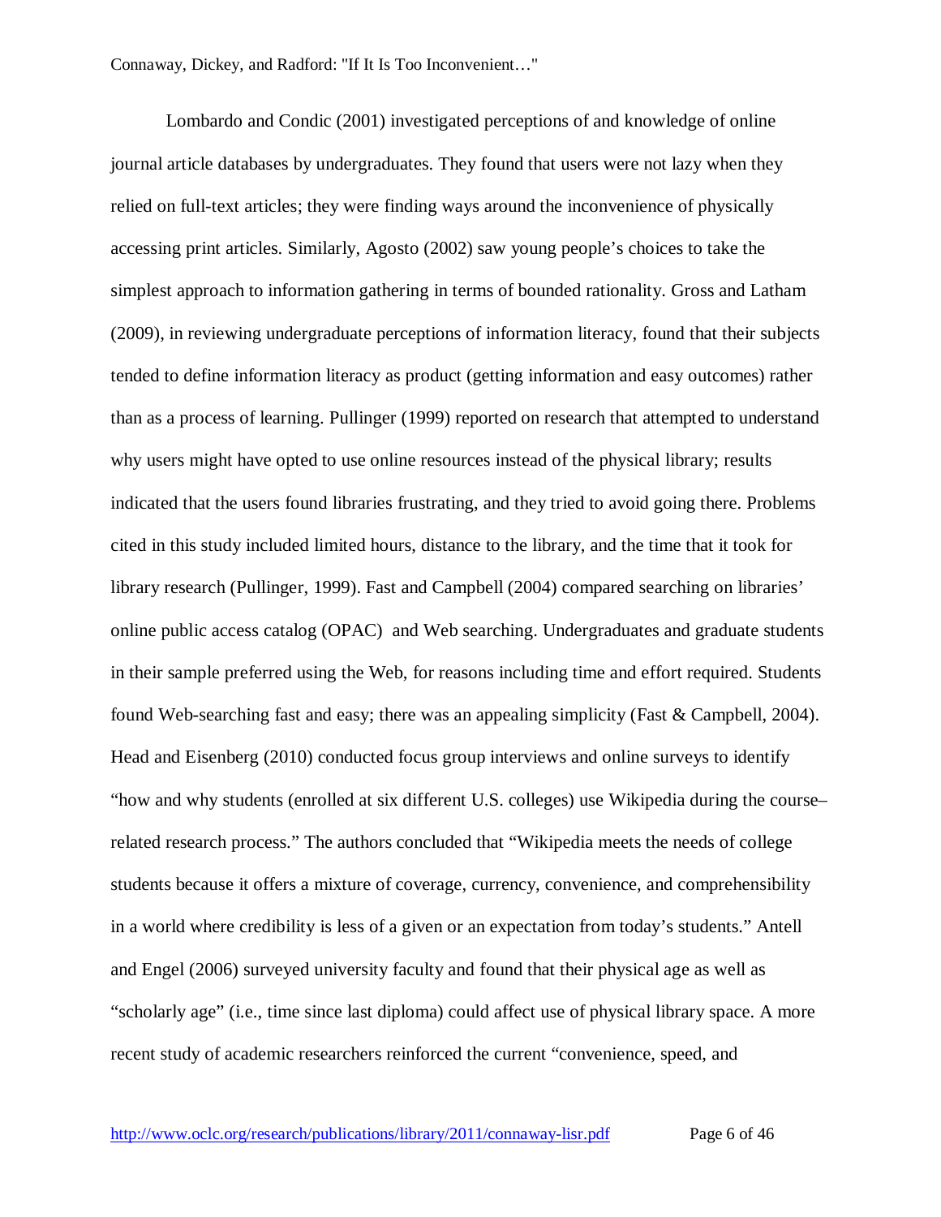Lombardo and Condic (2001) investigated perceptions of and knowledge of online journal article databases by undergraduates. They found that users were not lazy when they relied on full-text articles; they were finding ways around the inconvenience of physically accessing print articles. Similarly, Agosto (2002) saw young people's choices to take the simplest approach to information gathering in terms of bounded rationality. Gross and Latham (2009), in reviewing undergraduate perceptions of information literacy, found that their subjects tended to define information literacy as product (getting information and easy outcomes) rather than as a process of learning. Pullinger (1999) reported on research that attempted to understand why users might have opted to use online resources instead of the physical library; results indicated that the users found libraries frustrating, and they tried to avoid going there. Problems cited in this study included limited hours, distance to the library, and the time that it took for library research (Pullinger, 1999). Fast and Campbell (2004) compared searching on libraries' online public access catalog (OPAC) and Web searching. Undergraduates and graduate students in their sample preferred using the Web, for reasons including time and effort required. Students found Web-searching fast and easy; there was an appealing simplicity (Fast & Campbell, 2004). Head and Eisenberg (2010) conducted focus group interviews and online surveys to identify "how and why students (enrolled at six different U.S. colleges) use Wikipedia during the course–related research process." The authors concluded that "Wikipedia meets the needs of college students because it offers a mixture of coverage, currency, convenience, and comprehensibility in a world where credibility is less of a given or an expectation from today's students." Antell and Engel (2006) surveyed university faculty and found that their physical age as well as "scholarly age" (i.e., time since last diploma) could affect use of physical library space. A more recent study of academic researchers reinforced the current "convenience, speed, and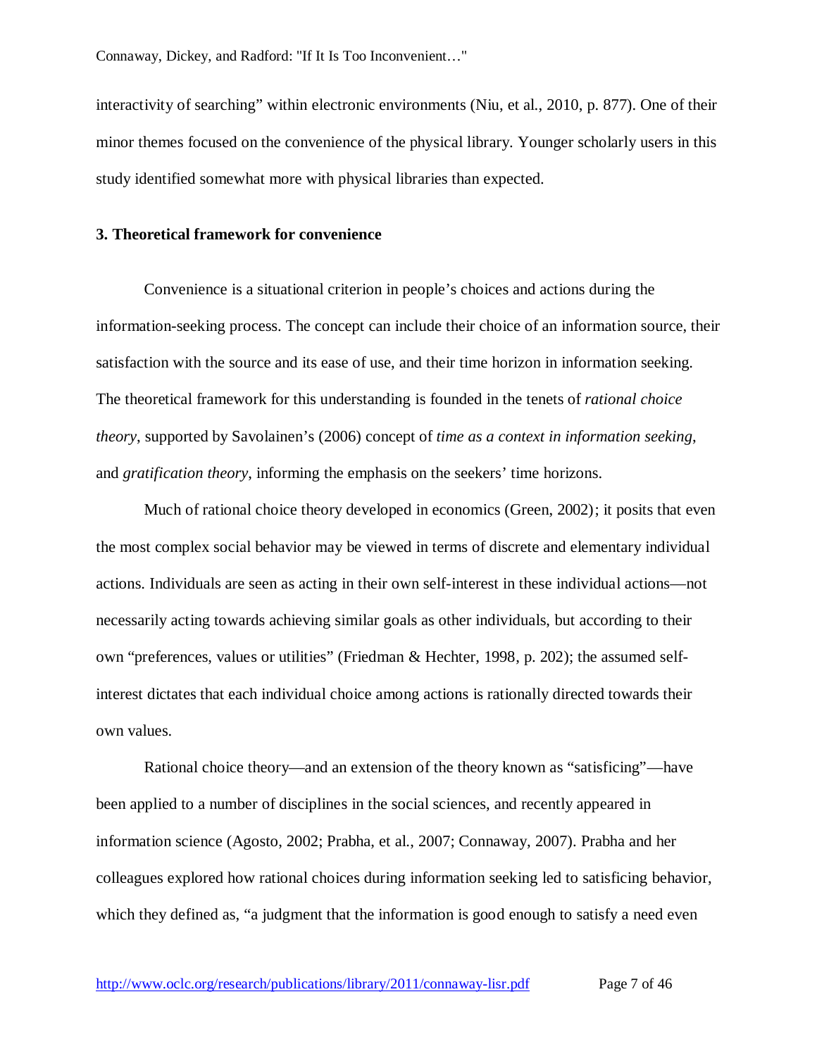interactivity of searching" within electronic environments (Niu, et al., 2010, p. 877). One of their minor themes focused on the convenience of the physical library. Younger scholarly users in this study identified somewhat more with physical libraries than expected.

**3. Theoretical framework for convenience**

Convenience is a situational criterion in people's choices and actions during the information-seeking process. The concept can include their choice of an information source, their satisfaction with the source and its ease of use, and their time horizon in information seeking. The theoretical framework for this understanding is founded in the tenets of *rational choice theory*, supported by Savolainen's (2006) concept of *time as a context in information seeking*, and *gratification theory*, informing the emphasis on the seekers' time horizons.

Much of rational choice theory developed in economics (Green, 2002); it posits that even the most complex social behavior may be viewed in terms of discrete and elementary individual actions. Individuals are seen as acting in their own self-interest in these individual actions—not necessarily acting towards achieving similar goals as other individuals, but according to their own "preferences, values or utilities" (Friedman & Hechter, 1998, p. 202); the assumed self-interest dictates that each individual choice among actions is rationally directed towards their own values.

Rational choice theory—and an extension of the theory known as "satisficing"—have been applied to a number of disciplines in the social sciences, and recently appeared in information science (Agosto, 2002; Prabha, et al., 2007; Connaway, 2007). Prabha and her colleagues explored how rational choices during information seeking led to satisficing behavior, which they defined as, "a judgment that the information is good enough to satisfy a need even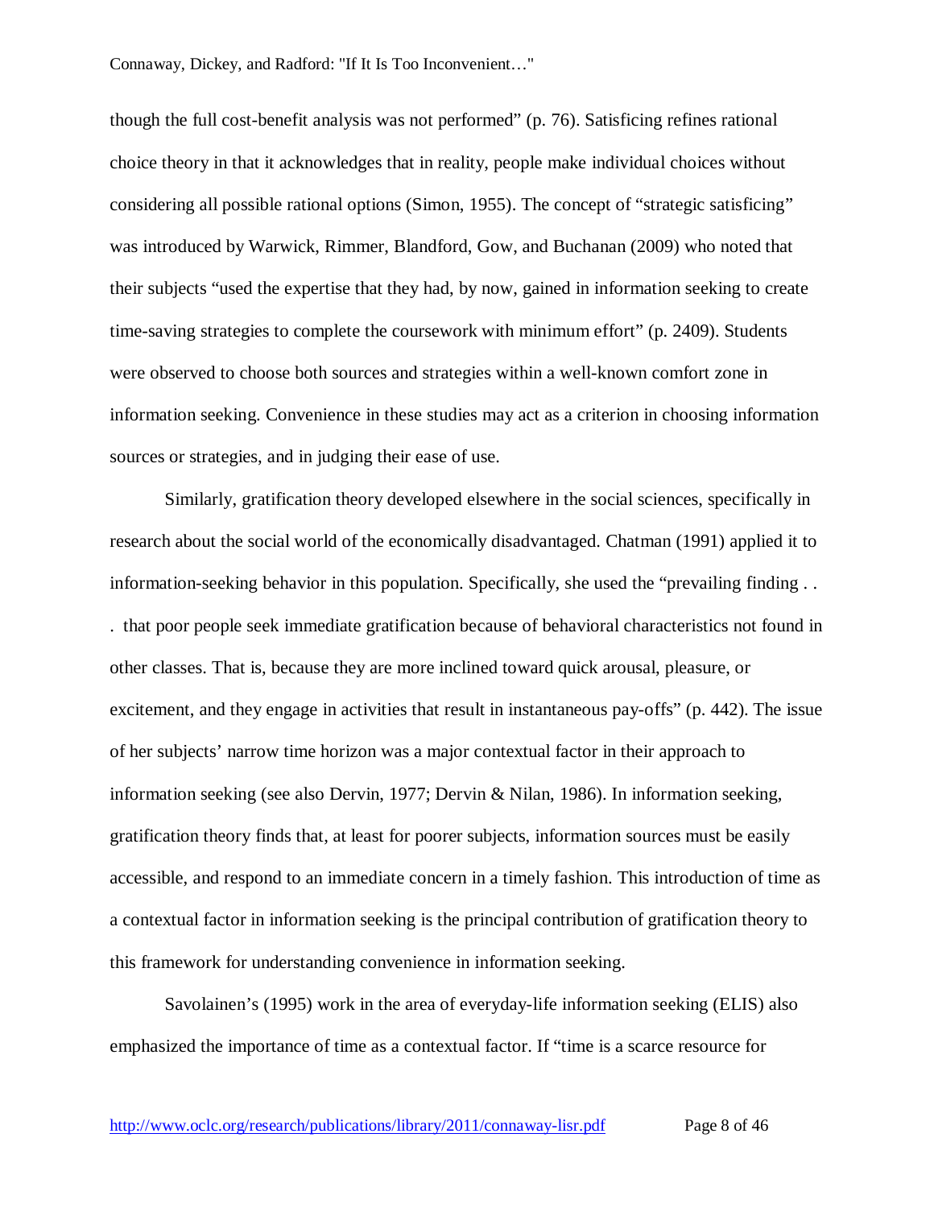though the full cost-benefit analysis was not performed" (p. 76). Satisficing refines rational choice theory in that it acknowledges that in reality, people make individual choices without considering all possible rational options (Simon, 1955). The concept of "strategic satisficing" was introduced by Warwick, Rimmer, Blandford, Gow, and Buchanan (2009) who noted that their subjects "used the expertise that they had, by now, gained in information seeking to create time-saving strategies to complete the coursework with minimum effort" (p. 2409). Students were observed to choose both sources and strategies within a well-known comfort zone in information seeking. Convenience in these studies may act as a criterion in choosing information sources or strategies, and in judging their ease of use.

Similarly, gratification theory developed elsewhere in the social sciences, specifically in research about the social world of the economically disadvantaged. Chatman (1991) applied it to information-seeking behavior in this population. Specifically, she used the "prevailing finding . . . that poor people seek immediate gratification because of behavioral characteristics not found in other classes. That is, because they are more inclined toward quick arousal, pleasure, or excitement, and they engage in activities that result in instantaneous pay-offs" (p. 442). The issue of her subjects' narrow time horizon was a major contextual factor in their approach to information seeking (see also Dervin, 1977; Dervin & Nilan, 1986). In information seeking, gratification theory finds that, at least for poorer subjects, information sources must be easily accessible, and respond to an immediate concern in a timely fashion. This introduction of time as a contextual factor in information seeking is the principal contribution of gratification theory to this framework for understanding convenience in information seeking.

Savolainen's (1995) work in the area of everyday-life information seeking (ELIS) also emphasized the importance of time as a contextual factor. If "time is a scarce resource for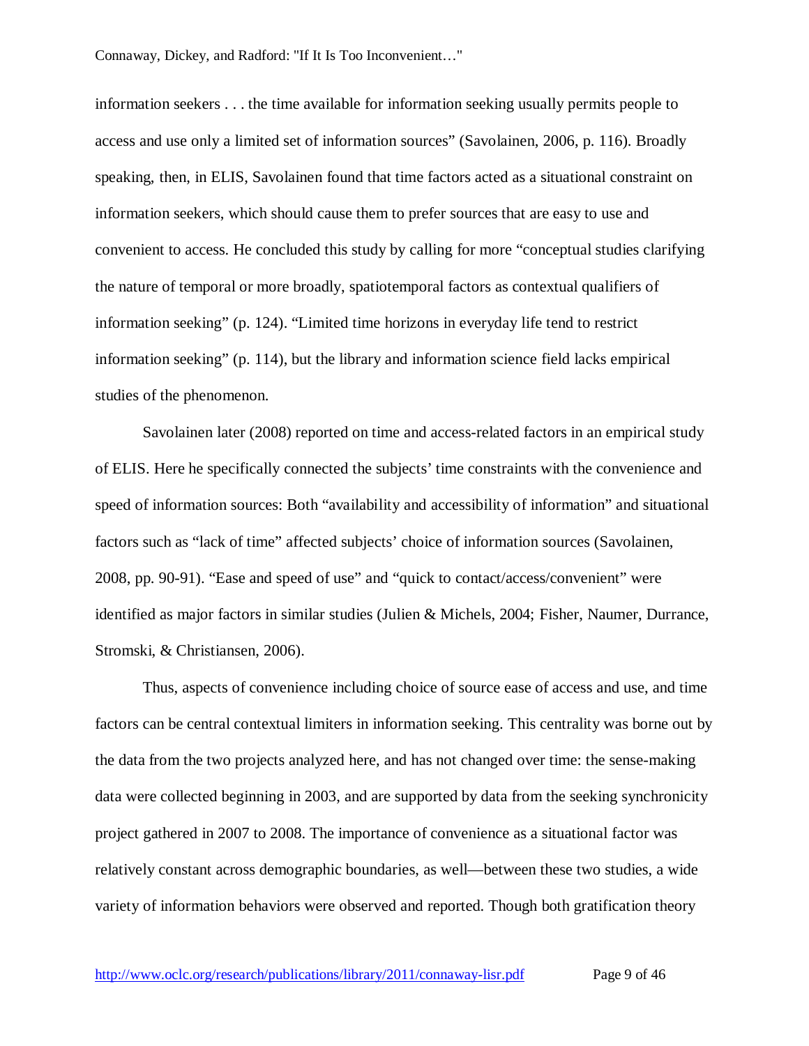information seekers . . . the time available for information seeking usually permits people to access and use only a limited set of information sources" (Savolainen, 2006, p. 116). Broadly speaking, then, in ELIS, Savolainen found that time factors acted as a situational constraint on information seekers, which should cause them to prefer sources that are easy to use and convenient to access. He concluded this study by calling for more "conceptual studies clarifying the nature of temporal or more broadly, spatiotemporal factors as contextual qualifiers of information seeking" (p. 124). "Limited time horizons in everyday life tend to restrict information seeking" (p. 114), but the library and information science field lacks empirical studies of the phenomenon.

Savolainen later (2008) reported on time and access-related factors in an empirical study of ELIS. Here he specifically connected the subjects' time constraints with the convenience and speed of information sources: Both "availability and accessibility of information" and situational factors such as "lack of time" affected subjects' choice of information sources (Savolainen, 2008, pp. 90-91). "Ease and speed of use" and "quick to contact/access/convenient" were identified as major factors in similar studies (Julien & Michels, 2004; Fisher, Naumer, Durrance, Stromski, & Christiansen, 2006).

Thus, aspects of convenience including choice of source ease of access and use, and time factors can be central contextual limiters in information seeking. This centrality was borne out by the data from the two projects analyzed here, and has not changed over time: the sense-making data were collected beginning in 2003, and are supported by data from the seeking synchronicity project gathered in 2007 to 2008. The importance of convenience as a situational factor was relatively constant across demographic boundaries, as well—between these two studies, a wide variety of information behaviors were observed and reported. Though both gratification theory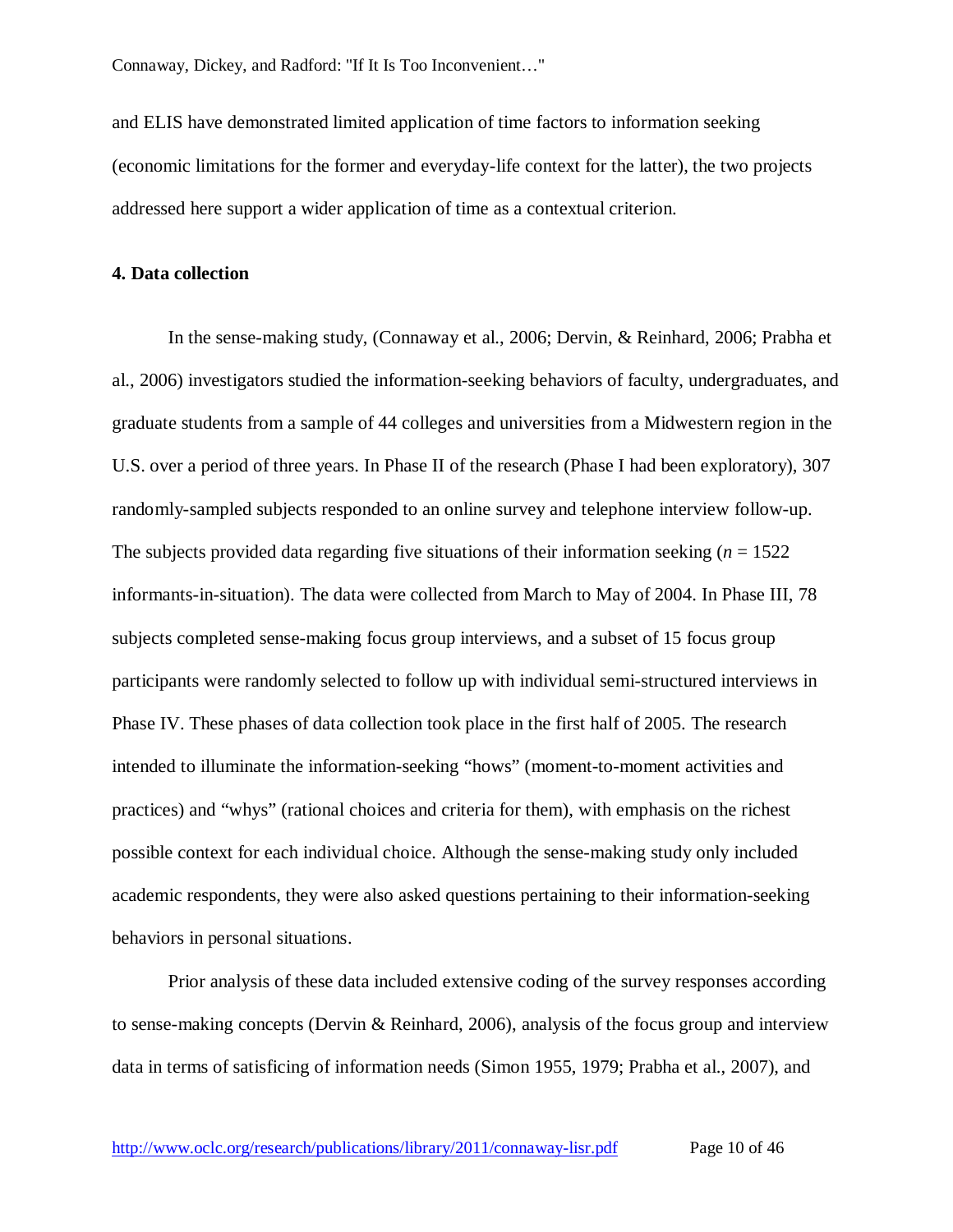and ELIS have demonstrated limited application of time factors to information seeking (economic limitations for the former and everyday-life context for the latter), the two projects addressed here support a wider application of time as a contextual criterion.

## 4. Data collection

In the sense-making study, (Connaway et al., 2006; Dervin, & Reinhard, 2006; Prabha et al., 2006) investigators studied the information-seeking behaviors of faculty, undergraduates, and graduate students from a sample of 44 colleges and universities from a Midwestern region in the U.S. over a period of three years. In Phase II of the research (Phase I had been exploratory), 307 randomly-sampled subjects responded to an online survey and telephone interview follow-up. The subjects provided data regarding five situations of their information seeking ($n$ = 1522 informants-in-situation). The data were collected from March to May of 2004. In Phase III, 78 subjects completed sense-making focus group interviews, and a subset of 15 focus group participants were randomly selected to follow up with individual semi-structured interviews in Phase IV. These phases of data collection took place in the first half of 2005. The research intended to illuminate the information-seeking "hows" (moment-to-moment activities and practices) and "whys" (rational choices and criteria for them), with emphasis on the richest possible context for each individual choice. Although the sense-making study only included academic respondents, they were also asked questions pertaining to their information-seeking behaviors in personal situations.

Prior analysis of these data included extensive coding of the survey responses according to sense-making concepts (Dervin & Reinhard, 2006), analysis of the focus group and interview data in terms of satisficing of information needs (Simon 1955, 1979; Prabha et al., 2007), and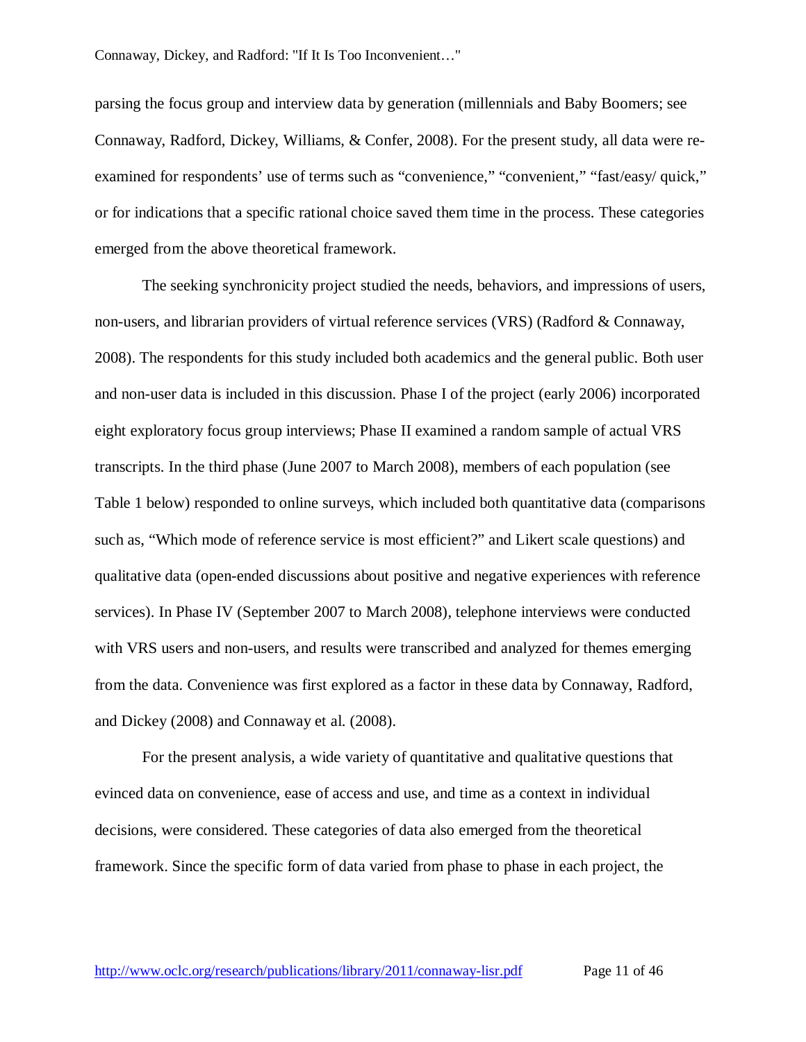parsing the focus group and interview data by generation (millennials and Baby Boomers; see Connaway, Radford, Dickey, Williams, & Confer, 2008). For the present study, all data were re-examined for respondents' use of terms such as "convenience," "convenient," "fast/easy/ quick," or for indications that a specific rational choice saved them time in the process. These categories emerged from the above theoretical framework.

The seeking synchronicity project studied the needs, behaviors, and impressions of users, non-users, and librarian providers of virtual reference services (VRS) (Radford & Connaway, 2008). The respondents for this study included both academics and the general public. Both user and non-user data is included in this discussion. Phase I of the project (early 2006) incorporated eight exploratory focus group interviews; Phase II examined a random sample of actual VRS transcripts. In the third phase (June 2007 to March 2008), members of each population (see Table 1 below) responded to online surveys, which included both quantitative data (comparisons such as, "Which mode of reference service is most efficient?" and Likert scale questions) and qualitative data (open-ended discussions about positive and negative experiences with reference services). In Phase IV (September 2007 to March 2008), telephone interviews were conducted with VRS users and non-users, and results were transcribed and analyzed for themes emerging from the data. Convenience was first explored as a factor in these data by Connaway, Radford, and Dickey (2008) and Connaway et al. (2008).

For the present analysis, a wide variety of quantitative and qualitative questions that evinced data on convenience, ease of access and use, and time as a context in individual decisions, were considered. These categories of data also emerged from the theoretical framework. Since the specific form of data varied from phase to phase in each project, the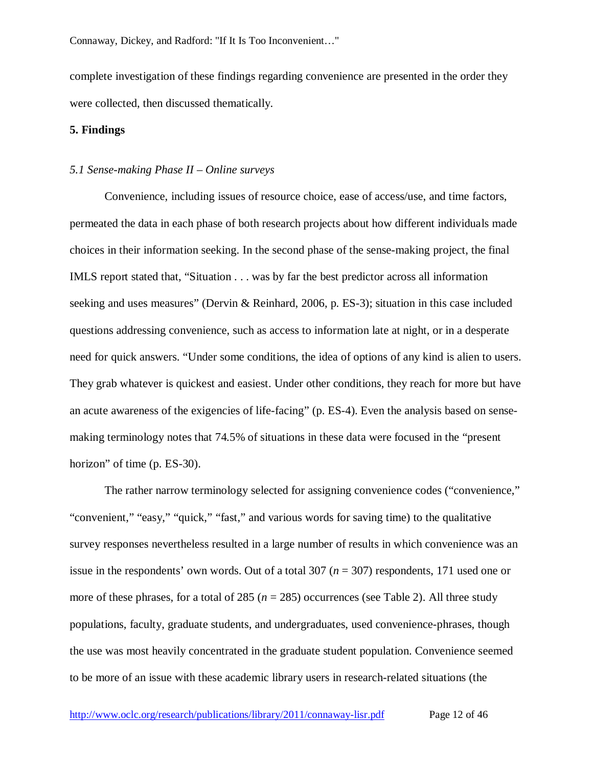complete investigation of these findings regarding convenience are presented in the order they were collected, then discussed thematically.

## 5. Findings

### *5.1 Sense-making Phase II – Online surveys*

Convenience, including issues of resource choice, ease of access/use, and time factors, permeated the data in each phase of both research projects about how different individuals made choices in their information seeking. In the second phase of the sense-making project, the final IMLS report stated that, "Situation . . . was by far the best predictor across all information seeking and uses measures" (Dervin & Reinhard, 2006, p. ES-3); situation in this case included questions addressing convenience, such as access to information late at night, or in a desperate need for quick answers. "Under some conditions, the idea of options of any kind is alien to users. They grab whatever is quickest and easiest. Under other conditions, they reach for more but have an acute awareness of the exigencies of life-facing" (p. ES-4). Even the analysis based on sense-making terminology notes that 74.5% of situations in these data were focused in the "present horizon" of time (p. ES-30).

The rather narrow terminology selected for assigning convenience codes ("convenience," "convenient," "easy," "quick," "fast," and various words for saving time) to the qualitative survey responses nevertheless resulted in a large number of results in which convenience was an issue in the respondents' own words. Out of a total 307 ($n = 307$) respondents, 171 used one or more of these phrases, for a total of 285 ($n = 285$) occurrences (see Table 2). All three study populations, faculty, graduate students, and undergraduates, used convenience-phrases, though the use was most heavily concentrated in the graduate student population. Convenience seemed to be more of an issue with these academic library users in research-related situations (the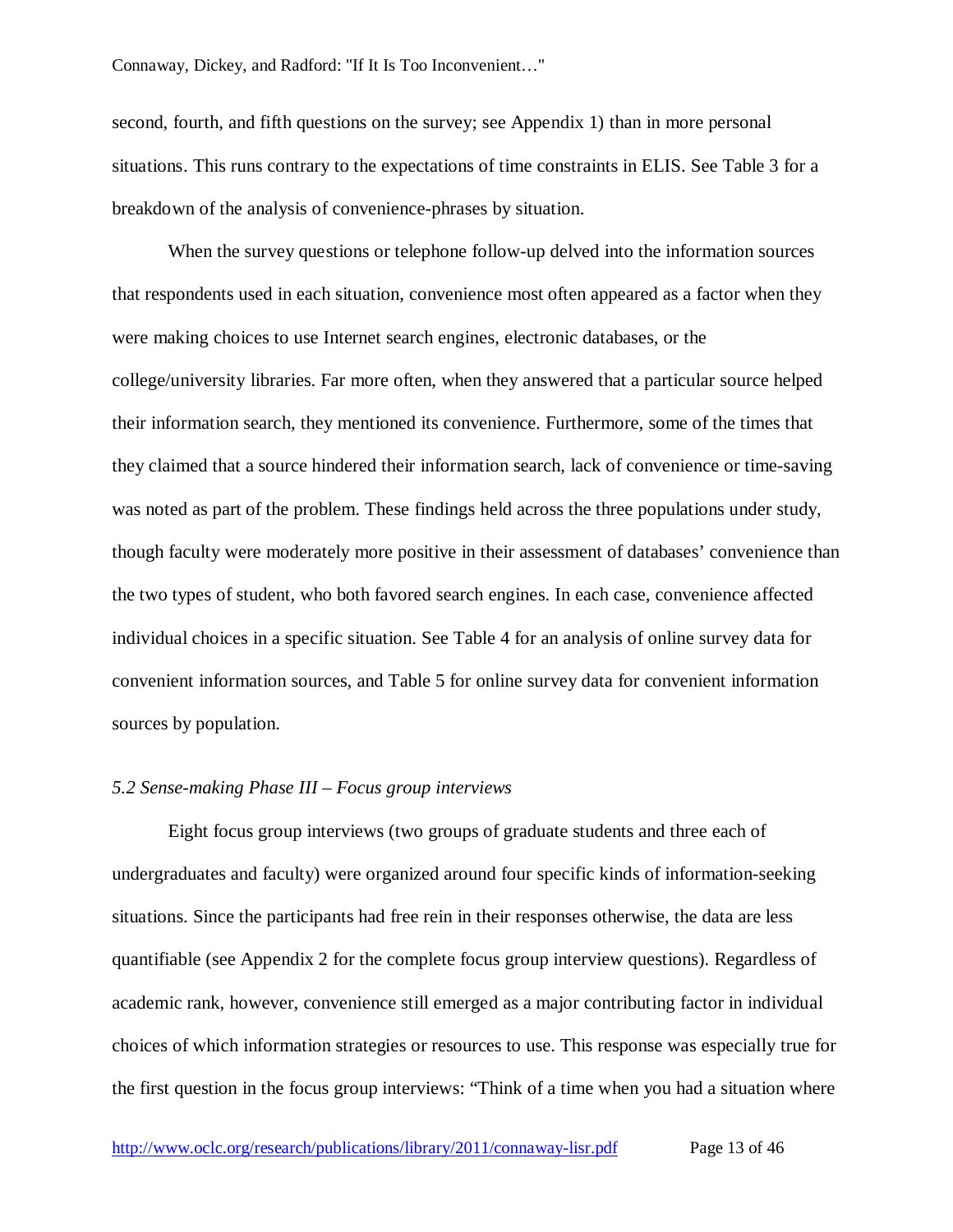second, fourth, and fifth questions on the survey; see Appendix 1) than in more personal situations. This runs contrary to the expectations of time constraints in ELIS. See Table 3 for a breakdown of the analysis of convenience-phrases by situation.

When the survey questions or telephone follow-up delved into the information sources that respondents used in each situation, convenience most often appeared as a factor when they were making choices to use Internet search engines, electronic databases, or the college/university libraries. Far more often, when they answered that a particular source helped their information search, they mentioned its convenience. Furthermore, some of the times that they claimed that a source hindered their information search, lack of convenience or time-saving was noted as part of the problem. These findings held across the three populations under study, though faculty were moderately more positive in their assessment of databases' convenience than the two types of student, who both favored search engines. In each case, convenience affected individual choices in a specific situation. See Table 4 for an analysis of online survey data for convenient information sources, and Table 5 for online survey data for convenient information sources by population.

### *5.2 Sense-making Phase III – Focus group interviews*

Eight focus group interviews (two groups of graduate students and three each of undergraduates and faculty) were organized around four specific kinds of information-seeking situations. Since the participants had free rein in their responses otherwise, the data are less quantifiable (see Appendix 2 for the complete focus group interview questions). Regardless of academic rank, however, convenience still emerged as a major contributing factor in individual choices of which information strategies or resources to use. This response was especially true for the first question in the focus group interviews: "Think of a time when you had a situation where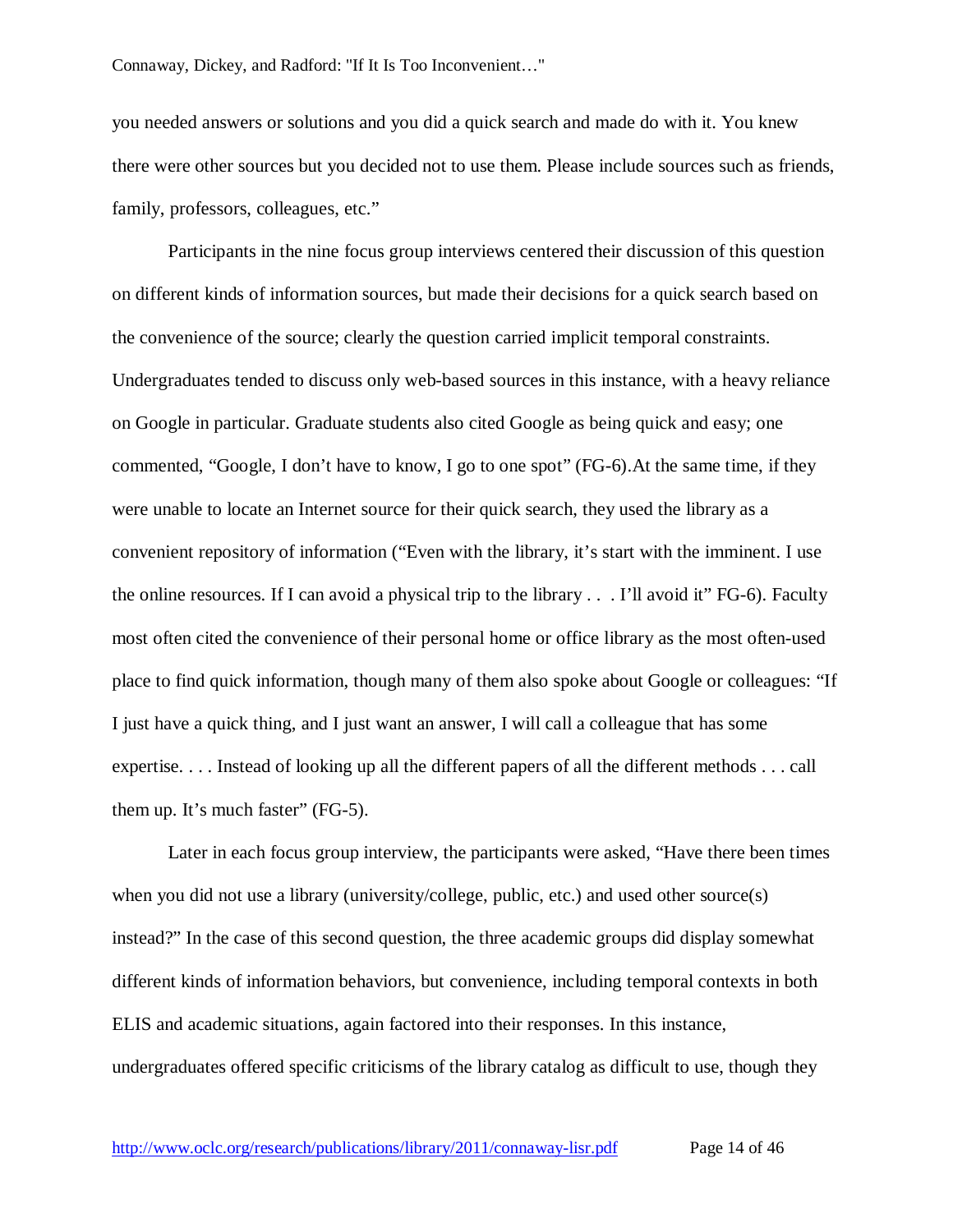you needed answers or solutions and you did a quick search and made do with it. You knew there were other sources but you decided not to use them. Please include sources such as friends, family, professors, colleagues, etc."

Participants in the nine focus group interviews centered their discussion of this question on different kinds of information sources, but made their decisions for a quick search based on the convenience of the source; clearly the question carried implicit temporal constraints. Undergraduates tended to discuss only web-based sources in this instance, with a heavy reliance on Google in particular. Graduate students also cited Google as being quick and easy; one commented, "Google, I don't have to know, I go to one spot" (FG-6).At the same time, if they were unable to locate an Internet source for their quick search, they used the library as a convenient repository of information ("Even with the library, it's start with the imminent. I use the online resources. If I can avoid a physical trip to the library . . . I'll avoid it" FG-6). Faculty most often cited the convenience of their personal home or office library as the most often-used place to find quick information, though many of them also spoke about Google or colleagues: "If I just have a quick thing, and I just want an answer, I will call a colleague that has some expertise. . . . Instead of looking up all the different papers of all the different methods . . . call them up. It's much faster" (FG-5).

Later in each focus group interview, the participants were asked, "Have there been times when you did not use a library (university/college, public, etc.) and used other source(s) instead?" In the case of this second question, the three academic groups did display somewhat different kinds of information behaviors, but convenience, including temporal contexts in both ELIS and academic situations, again factored into their responses. In this instance, undergraduates offered specific criticisms of the library catalog as difficult to use, though they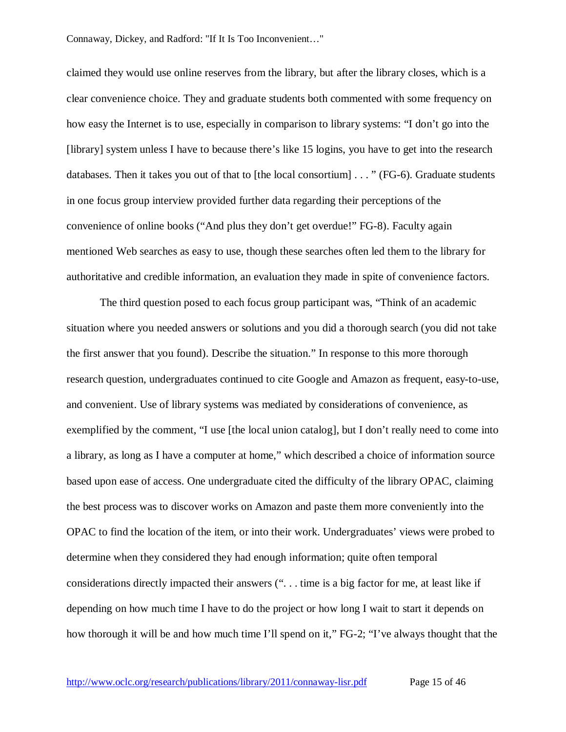claimed they would use online reserves from the library, but after the library closes, which is a clear convenience choice. They and graduate students both commented with some frequency on how easy the Internet is to use, especially in comparison to library systems: “I don’t go into the [library] system unless I have to because there’s like 15 logins, you have to get into the research databases. Then it takes you out of that to [the local consortium] . . . ” (FG-6). Graduate students in one focus group interview provided further data regarding their perceptions of the convenience of online books (“And plus they don’t get overdue!” FG-8). Faculty again mentioned Web searches as easy to use, though these searches often led them to the library for authoritative and credible information, an evaluation they made in spite of convenience factors.

The third question posed to each focus group participant was, “Think of an academic situation where you needed answers or solutions and you did a thorough search (you did not take the first answer that you found). Describe the situation.” In response to this more thorough research question, undergraduates continued to cite Google and Amazon as frequent, easy-to-use, and convenient. Use of library systems was mediated by considerations of convenience, as exemplified by the comment, “I use [the local union catalog], but I don’t really need to come into a library, as long as I have a computer at home,” which described a choice of information source based upon ease of access. One undergraduate cited the difficulty of the library OPAC, claiming the best process was to discover works on Amazon and paste them more conveniently into the OPAC to find the location of the item, or into their work. Undergraduates’ views were probed to determine when they considered they had enough information; quite often temporal considerations directly impacted their answers (“. . . time is a big factor for me, at least like if depending on how much time I have to do the project or how long I wait to start it depends on how thorough it will be and how much time I’ll spend on it,” FG-2; “I’ve always thought that the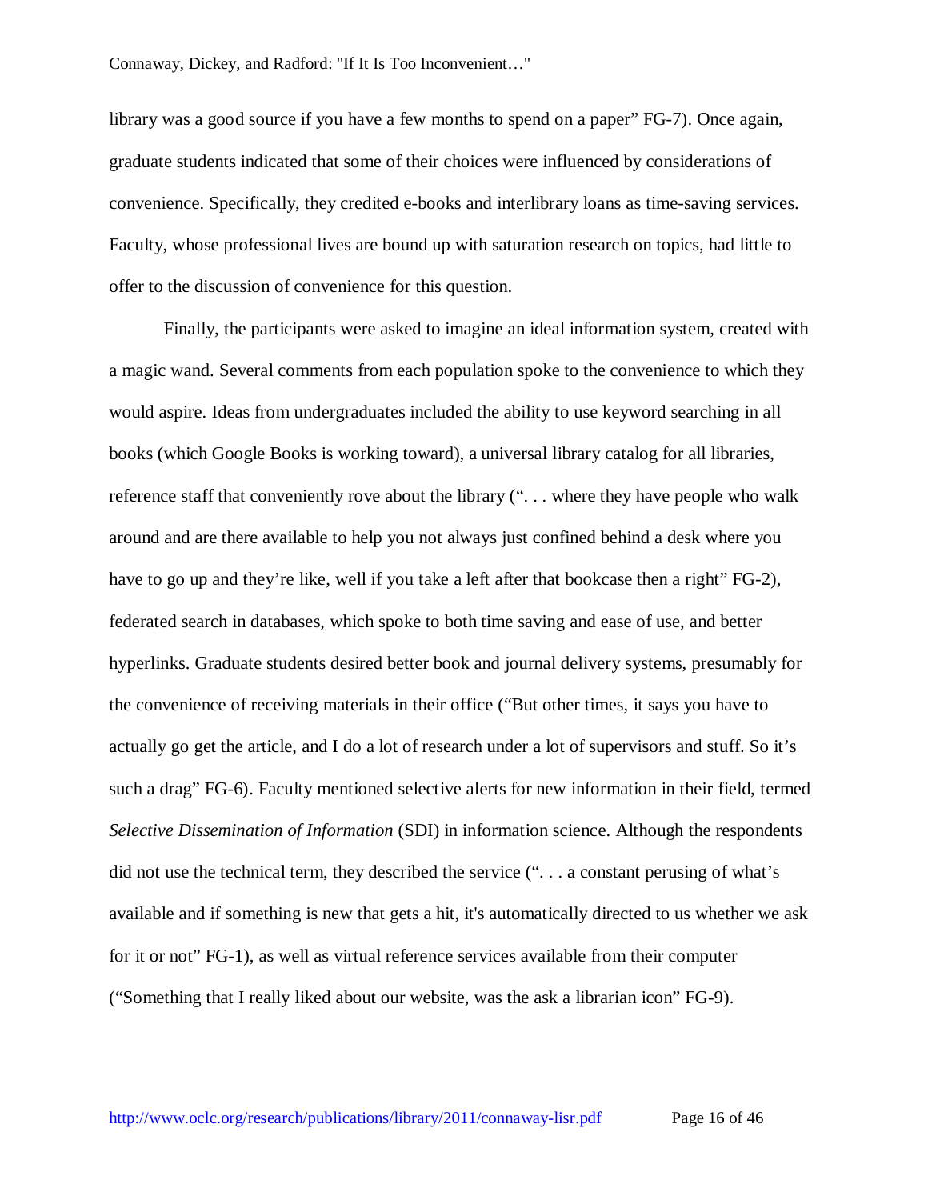library was a good source if you have a few months to spend on a paper" FG-7). Once again, graduate students indicated that some of their choices were influenced by considerations of convenience. Specifically, they credited e-books and interlibrary loans as time-saving services. Faculty, whose professional lives are bound up with saturation research on topics, had little to offer to the discussion of convenience for this question.

Finally, the participants were asked to imagine an ideal information system, created with a magic wand. Several comments from each population spoke to the convenience to which they would aspire. Ideas from undergraduates included the ability to use keyword searching in all books (which Google Books is working toward), a universal library catalog for all libraries, reference staff that conveniently rove about the library (". . . where they have people who walk around and are there available to help you not always just confined behind a desk where you have to go up and they're like, well if you take a left after that bookcase then a right" FG-2), federated search in databases, which spoke to both time saving and ease of use, and better hyperlinks. Graduate students desired better book and journal delivery systems, presumably for the convenience of receiving materials in their office ("But other times, it says you have to actually go get the article, and I do a lot of research under a lot of supervisors and stuff. So it's such a drag" FG-6). Faculty mentioned selective alerts for new information in their field, termed *Selective Dissemination of Information* (SDI) in information science. Although the respondents did not use the technical term, they described the service (". . . a constant perusing of what's available and if something is new that gets a hit, it's automatically directed to us whether we ask for it or not" FG-1), as well as virtual reference services available from their computer ("Something that I really liked about our website, was the ask a librarian icon" FG-9).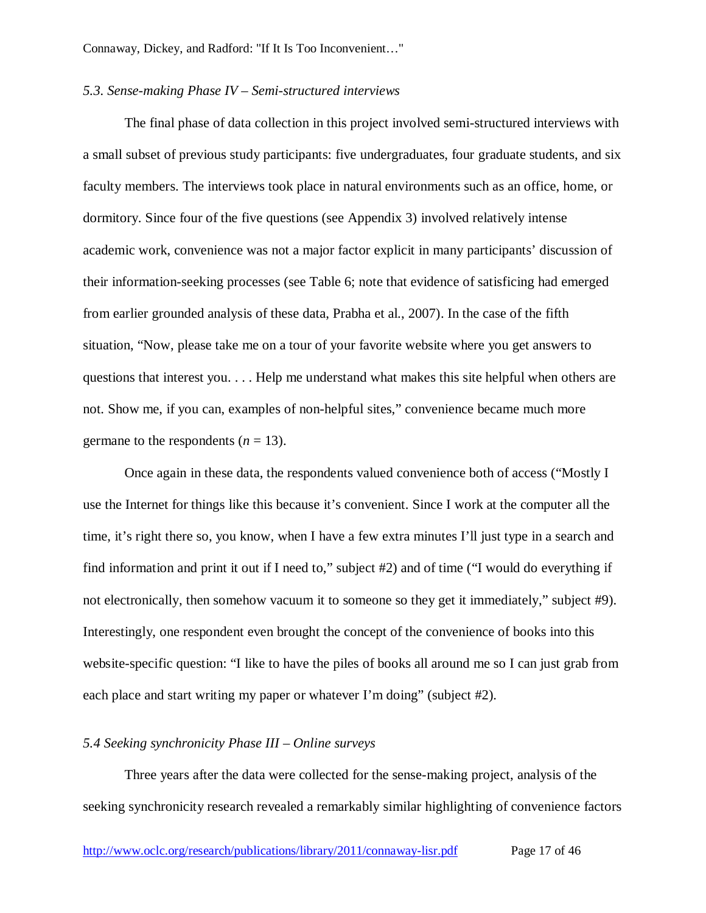### *5.3. Sense-making Phase IV – Semi-structured interviews*

The final phase of data collection in this project involved semi-structured interviews with a small subset of previous study participants: five undergraduates, four graduate students, and six faculty members. The interviews took place in natural environments such as an office, home, or dormitory. Since four of the five questions (see Appendix 3) involved relatively intense academic work, convenience was not a major factor explicit in many participants' discussion of their information-seeking processes (see Table 6; note that evidence of satisficing had emerged from earlier grounded analysis of these data, Prabha et al., 2007). In the case of the fifth situation, "Now, please take me on a tour of your favorite website where you get answers to questions that interest you. . . . Help me understand what makes this site helpful when others are not. Show me, if you can, examples of non-helpful sites," convenience became much more germane to the respondents ($n$ = 13).

Once again in these data, the respondents valued convenience both of access ("Mostly I use the Internet for things like this because it's convenient. Since I work at the computer all the time, it's right there so, you know, when I have a few extra minutes I'll just type in a search and find information and print it out if I need to," subject #2) and of time ("I would do everything if not electronically, then somehow vacuum it to someone so they get it immediately," subject #9). Interestingly, one respondent even brought the concept of the convenience of books into this website-specific question: "I like to have the piles of books all around me so I can just grab from each place and start writing my paper or whatever I'm doing" (subject #2).

### *5.4 Seeking synchronicity Phase III – Online surveys*

Three years after the data were collected for the sense-making project, analysis of the seeking synchronicity research revealed a remarkably similar highlighting of convenience factors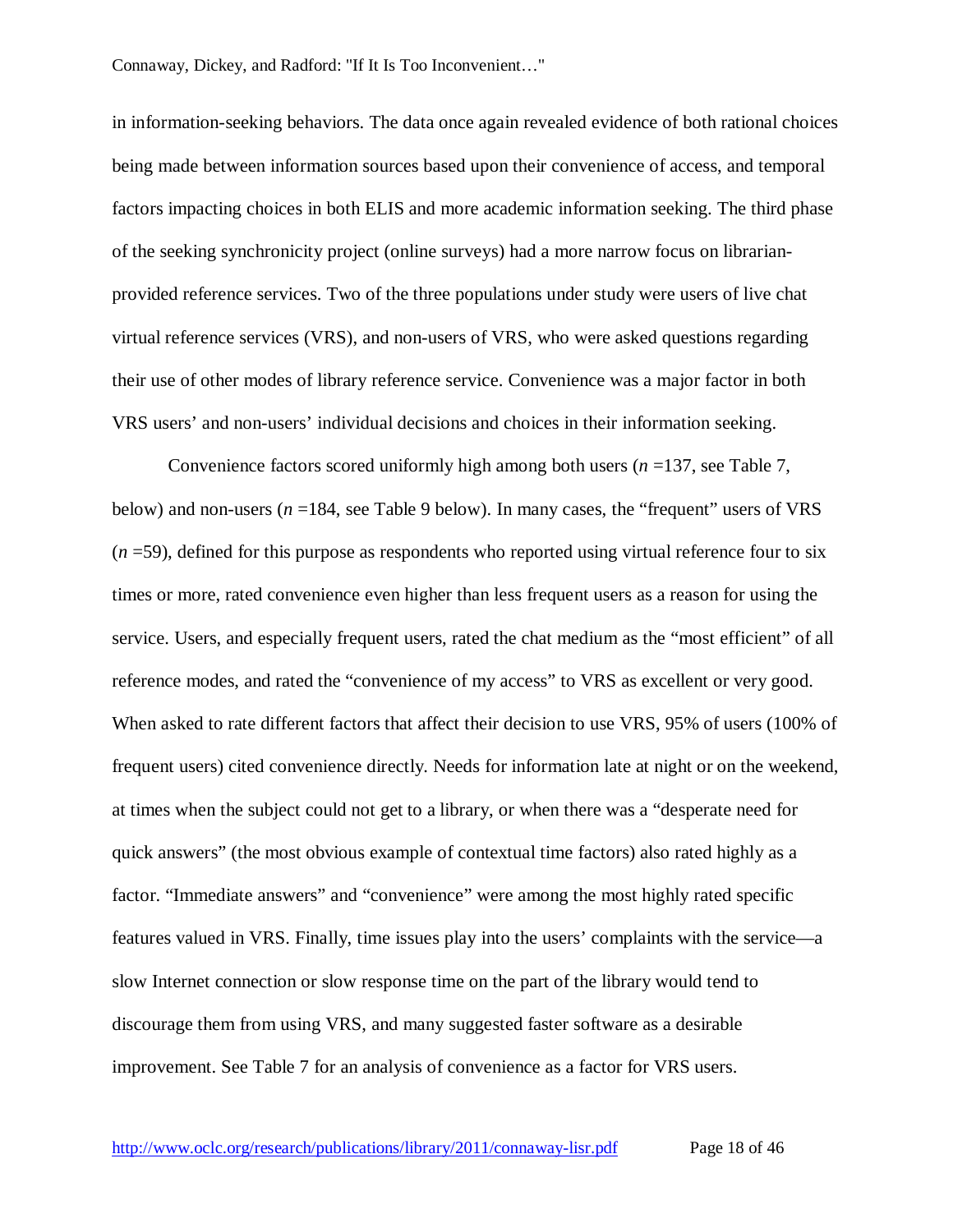in information-seeking behaviors. The data once again revealed evidence of both rational choices being made between information sources based upon their convenience of access, and temporal factors impacting choices in both ELIS and more academic information seeking. The third phase of the seeking synchronicity project (online surveys) had a more narrow focus on librarian-provided reference services. Two of the three populations under study were users of live chat virtual reference services (VRS), and non-users of VRS, who were asked questions regarding their use of other modes of library reference service. Convenience was a major factor in both VRS users' and non-users' individual decisions and choices in their information seeking.

Convenience factors scored uniformly high among both users (*n* =137, see Table 7, below) and non-users (*n* =184, see Table 9 below). In many cases, the "frequent" users of VRS (*n* =59), defined for this purpose as respondents who reported using virtual reference four to six times or more, rated convenience even higher than less frequent users as a reason for using the service. Users, and especially frequent users, rated the chat medium as the "most efficient" of all reference modes, and rated the "convenience of my access" to VRS as excellent or very good. When asked to rate different factors that affect their decision to use VRS, 95% of users (100% of frequent users) cited convenience directly. Needs for information late at night or on the weekend, at times when the subject could not get to a library, or when there was a "desperate need for quick answers" (the most obvious example of contextual time factors) also rated highly as a factor. "Immediate answers" and "convenience" were among the most highly rated specific features valued in VRS. Finally, time issues play into the users' complaints with the service—a slow Internet connection or slow response time on the part of the library would tend to discourage them from using VRS, and many suggested faster software as a desirable improvement. See Table 7 for an analysis of convenience as a factor for VRS users.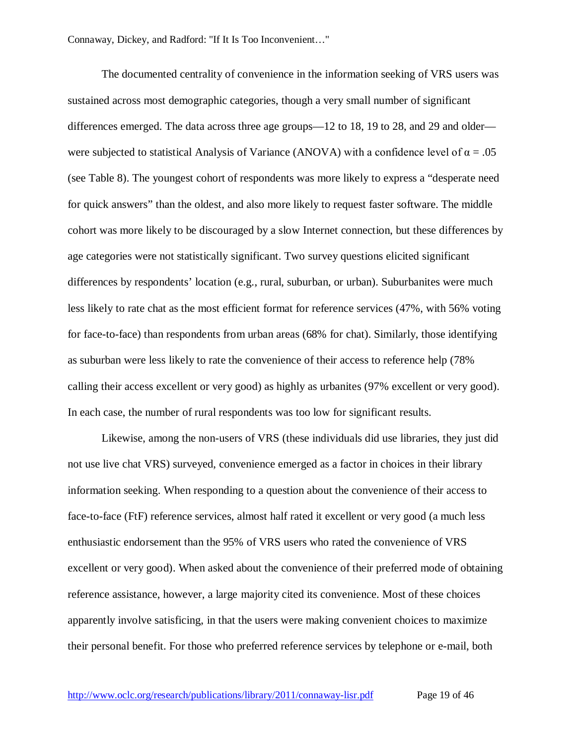The documented centrality of convenience in the information seeking of VRS users was sustained across most demographic categories, though a very small number of significant differences emerged. The data across three age groups—12 to 18, 19 to 28, and 29 and older—were subjected to statistical Analysis of Variance (ANOVA) with a confidence level of $\alpha = .05$ (see Table 8). The youngest cohort of respondents was more likely to express a "desperate need for quick answers" than the oldest, and also more likely to request faster software. The middle cohort was more likely to be discouraged by a slow Internet connection, but these differences by age categories were not statistically significant. Two survey questions elicited significant differences by respondents' location (e.g., rural, suburban, or urban). Suburbanites were much less likely to rate chat as the most efficient format for reference services (47%, with 56% voting for face-to-face) than respondents from urban areas (68% for chat). Similarly, those identifying as suburban were less likely to rate the convenience of their access to reference help (78% calling their access excellent or very good) as highly as urbanites (97% excellent or very good). In each case, the number of rural respondents was too low for significant results.

Likewise, among the non-users of VRS (these individuals did use libraries, they just did not use live chat VRS) surveyed, convenience emerged as a factor in choices in their library information seeking. When responding to a question about the convenience of their access to face-to-face (FtF) reference services, almost half rated it excellent or very good (a much less enthusiastic endorsement than the 95% of VRS users who rated the convenience of VRS excellent or very good). When asked about the convenience of their preferred mode of obtaining reference assistance, however, a large majority cited its convenience. Most of these choices apparently involve satisficing, in that the users were making convenient choices to maximize their personal benefit. For those who preferred reference services by telephone or e-mail, both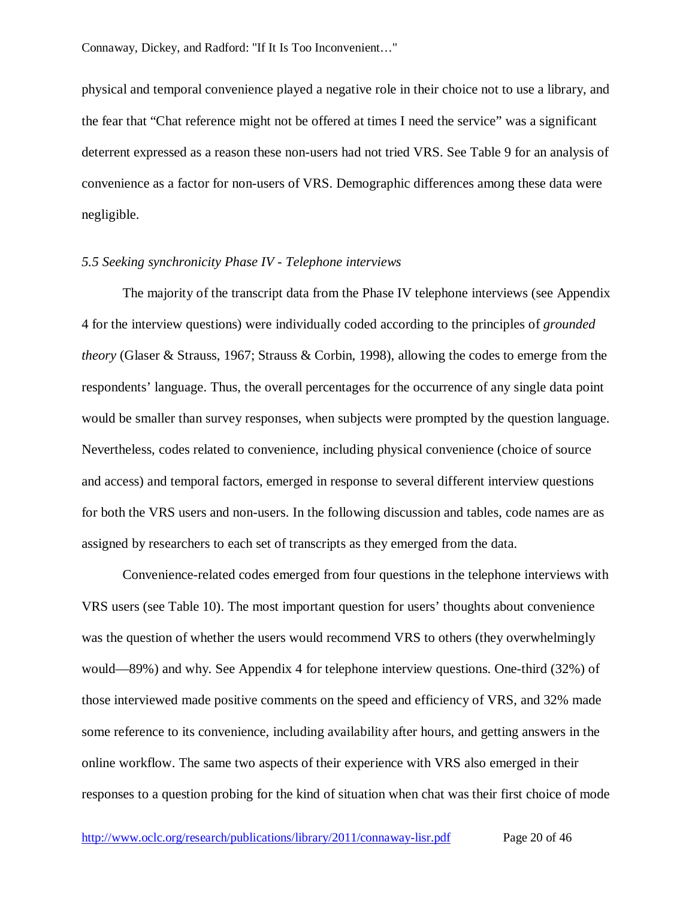physical and temporal convenience played a negative role in their choice not to use a library, and the fear that "Chat reference might not be offered at times I need the service" was a significant deterrent expressed as a reason these non-users had not tried VRS. See Table 9 for an analysis of convenience as a factor for non-users of VRS. Demographic differences among these data were negligible.

### *5.5 Seeking synchronicity Phase IV - Telephone interviews*

The majority of the transcript data from the Phase IV telephone interviews (see Appendix 4 for the interview questions) were individually coded according to the principles of *grounded theory* (Glaser & Strauss, 1967; Strauss & Corbin, 1998), allowing the codes to emerge from the respondents' language. Thus, the overall percentages for the occurrence of any single data point would be smaller than survey responses, when subjects were prompted by the question language. Nevertheless, codes related to convenience, including physical convenience (choice of source and access) and temporal factors, emerged in response to several different interview questions for both the VRS users and non-users. In the following discussion and tables, code names are as assigned by researchers to each set of transcripts as they emerged from the data.

Convenience-related codes emerged from four questions in the telephone interviews with VRS users (see Table 10). The most important question for users' thoughts about convenience was the question of whether the users would recommend VRS to others (they overwhelmingly would—89%) and why. See Appendix 4 for telephone interview questions. One-third (32%) of those interviewed made positive comments on the speed and efficiency of VRS, and 32% made some reference to its convenience, including availability after hours, and getting answers in the online workflow. The same two aspects of their experience with VRS also emerged in their responses to a question probing for the kind of situation when chat was their first choice of mode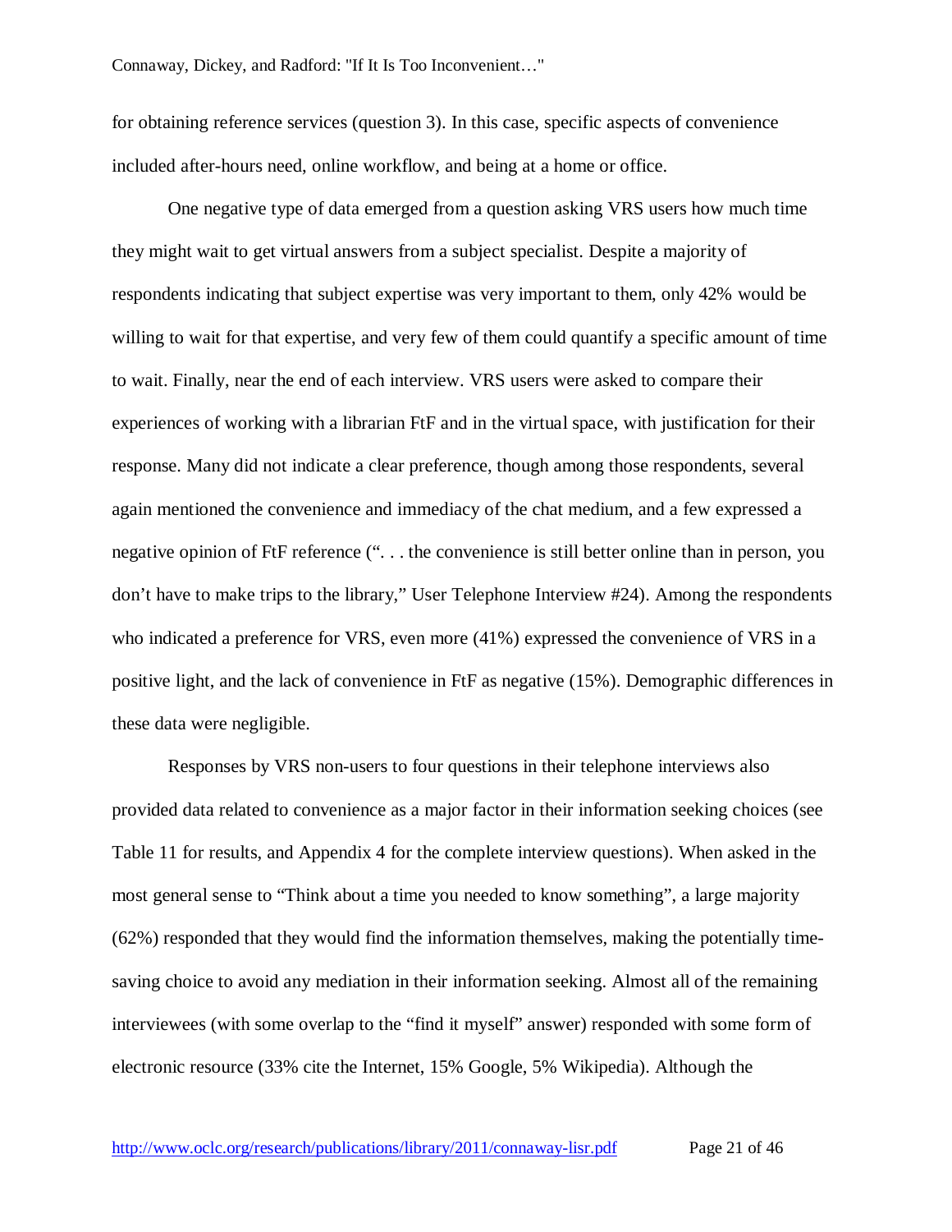for obtaining reference services (question 3). In this case, specific aspects of convenience included after-hours need, online workflow, and being at a home or office.

One negative type of data emerged from a question asking VRS users how much time they might wait to get virtual answers from a subject specialist. Despite a majority of respondents indicating that subject expertise was very important to them, only 42% would be willing to wait for that expertise, and very few of them could quantify a specific amount of time to wait. Finally, near the end of each interview. VRS users were asked to compare their experiences of working with a librarian FtF and in the virtual space, with justification for their response. Many did not indicate a clear preference, though among those respondents, several again mentioned the convenience and immediacy of the chat medium, and a few expressed a negative opinion of FtF reference (". . . the convenience is still better online than in person, you don't have to make trips to the library," User Telephone Interview #24). Among the respondents who indicated a preference for VRS, even more (41%) expressed the convenience of VRS in a positive light, and the lack of convenience in FtF as negative (15%). Demographic differences in these data were negligible.

Responses by VRS non-users to four questions in their telephone interviews also provided data related to convenience as a major factor in their information seeking choices (see Table 11 for results, and Appendix 4 for the complete interview questions). When asked in the most general sense to "Think about a time you needed to know something", a large majority (62%) responded that they would find the information themselves, making the potentially time-saving choice to avoid any mediation in their information seeking. Almost all of the remaining interviewees (with some overlap to the "find it myself" answer) responded with some form of electronic resource (33% cite the Internet, 15% Google, 5% Wikipedia). Although the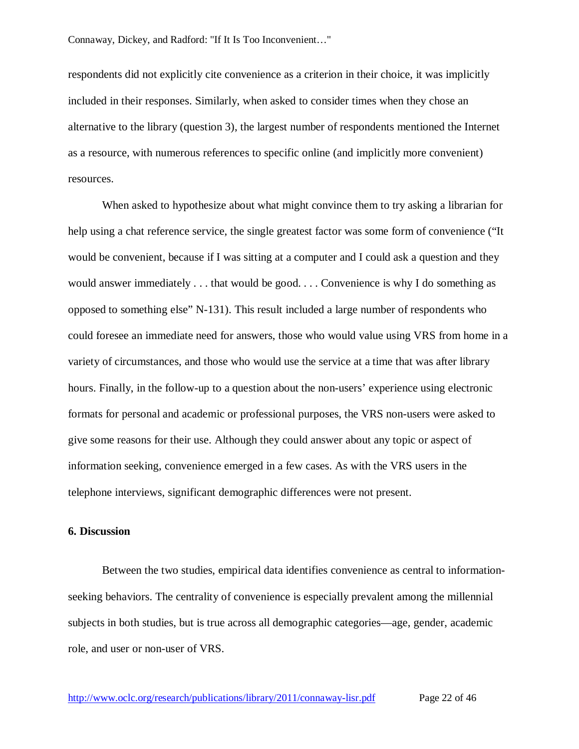respondents did not explicitly cite convenience as a criterion in their choice, it was implicitly included in their responses. Similarly, when asked to consider times when they chose an alternative to the library (question 3), the largest number of respondents mentioned the Internet as a resource, with numerous references to specific online (and implicitly more convenient) resources.

When asked to hypothesize about what might convince them to try asking a librarian for help using a chat reference service, the single greatest factor was some form of convenience ("It would be convenient, because if I was sitting at a computer and I could ask a question and they would answer immediately . . . that would be good. . . . Convenience is why I do something as opposed to something else" N-131). This result included a large number of respondents who could foresee an immediate need for answers, those who would value using VRS from home in a variety of circumstances, and those who would use the service at a time that was after library hours. Finally, in the follow-up to a question about the non-users' experience using electronic formats for personal and academic or professional purposes, the VRS non-users were asked to give some reasons for their use. Although they could answer about any topic or aspect of information seeking, convenience emerged in a few cases. As with the VRS users in the telephone interviews, significant demographic differences were not present.

## 6. Discussion

Between the two studies, empirical data identifies convenience as central to information-seeking behaviors. The centrality of convenience is especially prevalent among the millennial subjects in both studies, but is true across all demographic categories—age, gender, academic role, and user or non-user of VRS.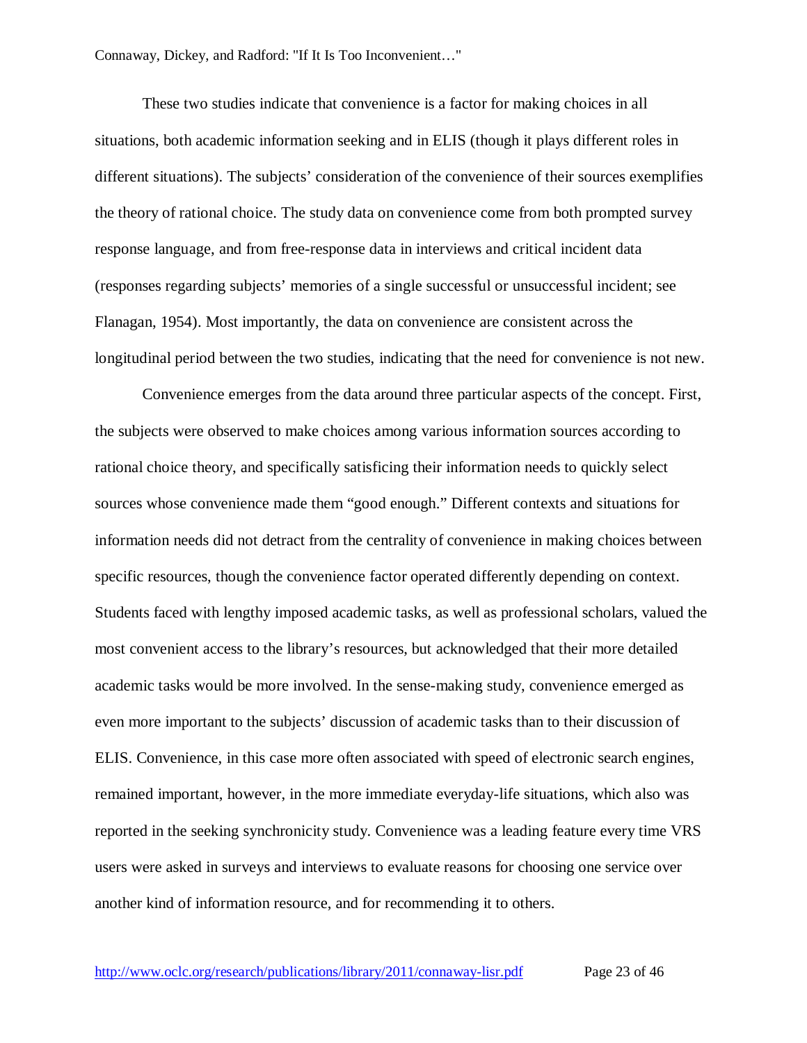These two studies indicate that convenience is a factor for making choices in all situations, both academic information seeking and in ELIS (though it plays different roles in different situations). The subjects' consideration of the convenience of their sources exemplifies the theory of rational choice. The study data on convenience come from both prompted survey response language, and from free-response data in interviews and critical incident data (responses regarding subjects' memories of a single successful or unsuccessful incident; see Flanagan, 1954). Most importantly, the data on convenience are consistent across the longitudinal period between the two studies, indicating that the need for convenience is not new.

Convenience emerges from the data around three particular aspects of the concept. First, the subjects were observed to make choices among various information sources according to rational choice theory, and specifically satisficing their information needs to quickly select sources whose convenience made them "good enough." Different contexts and situations for information needs did not detract from the centrality of convenience in making choices between specific resources, though the convenience factor operated differently depending on context. Students faced with lengthy imposed academic tasks, as well as professional scholars, valued the most convenient access to the library's resources, but acknowledged that their more detailed academic tasks would be more involved. In the sense-making study, convenience emerged as even more important to the subjects' discussion of academic tasks than to their discussion of ELIS. Convenience, in this case more often associated with speed of electronic search engines, remained important, however, in the more immediate everyday-life situations, which also was reported in the seeking synchronicity study. Convenience was a leading feature every time VRS users were asked in surveys and interviews to evaluate reasons for choosing one service over another kind of information resource, and for recommending it to others.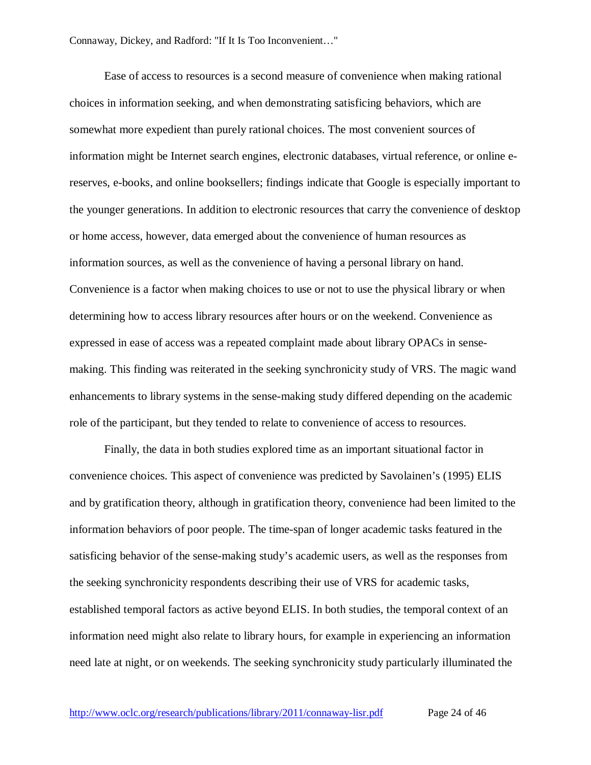Ease of access to resources is a second measure of convenience when making rational choices in information seeking, and when demonstrating satisficing behaviors, which are somewhat more expedient than purely rational choices. The most convenient sources of information might be Internet search engines, electronic databases, virtual reference, or online e-reserves, e-books, and online booksellers; findings indicate that Google is especially important to the younger generations. In addition to electronic resources that carry the convenience of desktop or home access, however, data emerged about the convenience of human resources as information sources, as well as the convenience of having a personal library on hand. Convenience is a factor when making choices to use or not to use the physical library or when determining how to access library resources after hours or on the weekend. Convenience as expressed in ease of access was a repeated complaint made about library OPACs in sense-making. This finding was reiterated in the seeking synchronicity study of VRS. The magic wand enhancements to library systems in the sense-making study differed depending on the academic role of the participant, but they tended to relate to convenience of access to resources.

Finally, the data in both studies explored time as an important situational factor in convenience choices. This aspect of convenience was predicted by Savolainen's (1995) ELIS and by gratification theory, although in gratification theory, convenience had been limited to the information behaviors of poor people. The time-span of longer academic tasks featured in the satisficing behavior of the sense-making study's academic users, as well as the responses from the seeking synchronicity respondents describing their use of VRS for academic tasks, established temporal factors as active beyond ELIS. In both studies, the temporal context of an information need might also relate to library hours, for example in experiencing an information need late at night, or on weekends. The seeking synchronicity study particularly illuminated the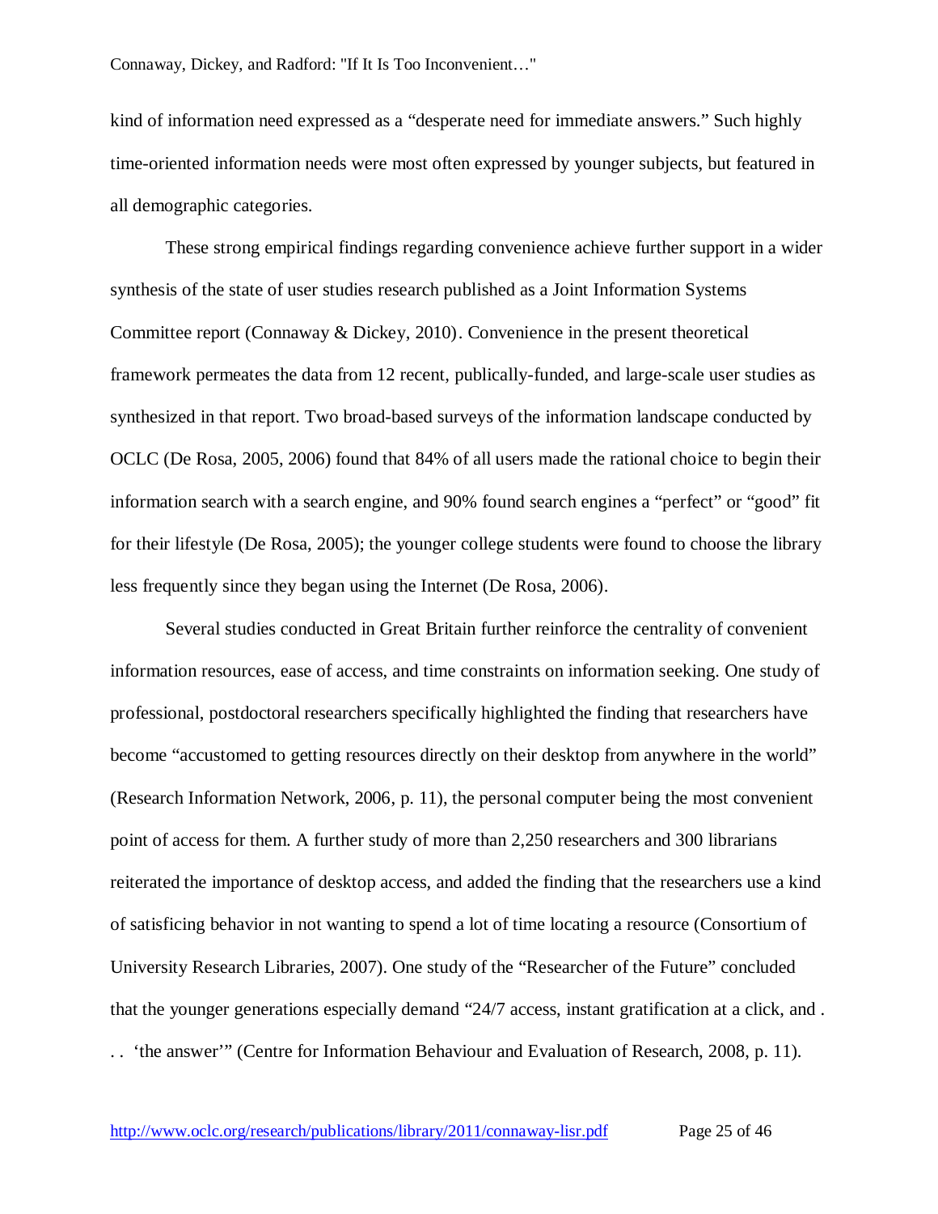kind of information need expressed as a "desperate need for immediate answers." Such highly time-oriented information needs were most often expressed by younger subjects, but featured in all demographic categories.

These strong empirical findings regarding convenience achieve further support in a wider synthesis of the state of user studies research published as a Joint Information Systems Committee report (Connaway & Dickey, 2010). Convenience in the present theoretical framework permeates the data from 12 recent, publically-funded, and large-scale user studies as synthesized in that report. Two broad-based surveys of the information landscape conducted by OCLC (De Rosa, 2005, 2006) found that 84% of all users made the rational choice to begin their information search with a search engine, and 90% found search engines a "perfect" or "good" fit for their lifestyle (De Rosa, 2005); the younger college students were found to choose the library less frequently since they began using the Internet (De Rosa, 2006).

Several studies conducted in Great Britain further reinforce the centrality of convenient information resources, ease of access, and time constraints on information seeking. One study of professional, postdoctoral researchers specifically highlighted the finding that researchers have become "accustomed to getting resources directly on their desktop from anywhere in the world" (Research Information Network, 2006, p. 11), the personal computer being the most convenient point of access for them. A further study of more than 2,250 researchers and 300 librarians reiterated the importance of desktop access, and added the finding that the researchers use a kind of satisficing behavior in not wanting to spend a lot of time locating a resource (Consortium of University Research Libraries, 2007). One study of the "Researcher of the Future" concluded that the younger generations especially demand "24/7 access, instant gratification at a click, and . . . 'the answer'" (Centre for Information Behaviour and Evaluation of Research, 2008, p. 11).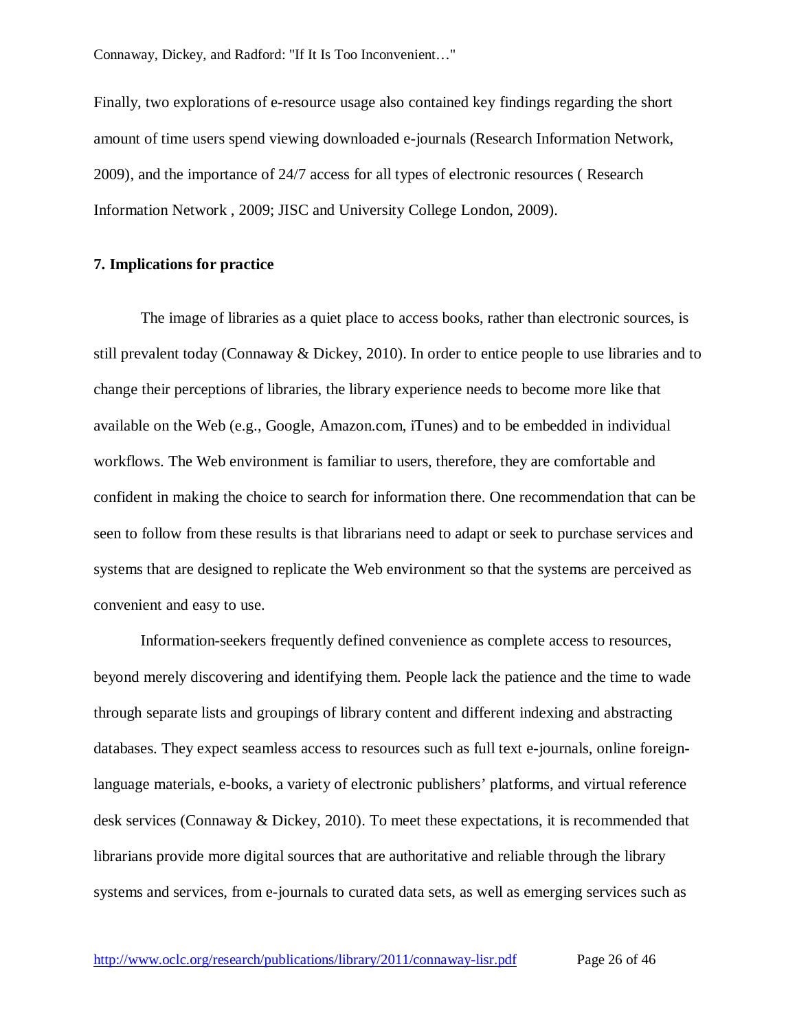Finally, two explorations of e-resource usage also contained key findings regarding the short amount of time users spend viewing downloaded e-journals (Research Information Network, 2009), and the importance of 24/7 access for all types of electronic resources ( Research Information Network , 2009; JISC and University College London, 2009).

## 7. Implications for practice

The image of libraries as a quiet place to access books, rather than electronic sources, is still prevalent today (Connaway & Dickey, 2010). In order to entice people to use libraries and to change their perceptions of libraries, the library experience needs to become more like that available on the Web (e.g., Google, Amazon.com, iTunes) and to be embedded in individual workflows. The Web environment is familiar to users, therefore, they are comfortable and confident in making the choice to search for information there. One recommendation that can be seen to follow from these results is that librarians need to adapt or seek to purchase services and systems that are designed to replicate the Web environment so that the systems are perceived as convenient and easy to use.

Information-seekers frequently defined convenience as complete access to resources, beyond merely discovering and identifying them. People lack the patience and the time to wade through separate lists and groupings of library content and different indexing and abstracting databases. They expect seamless access to resources such as full text e-journals, online foreign-language materials, e-books, a variety of electronic publishers' platforms, and virtual reference desk services (Connaway & Dickey, 2010). To meet these expectations, it is recommended that librarians provide more digital sources that are authoritative and reliable through the library systems and services, from e-journals to curated data sets, as well as emerging services such as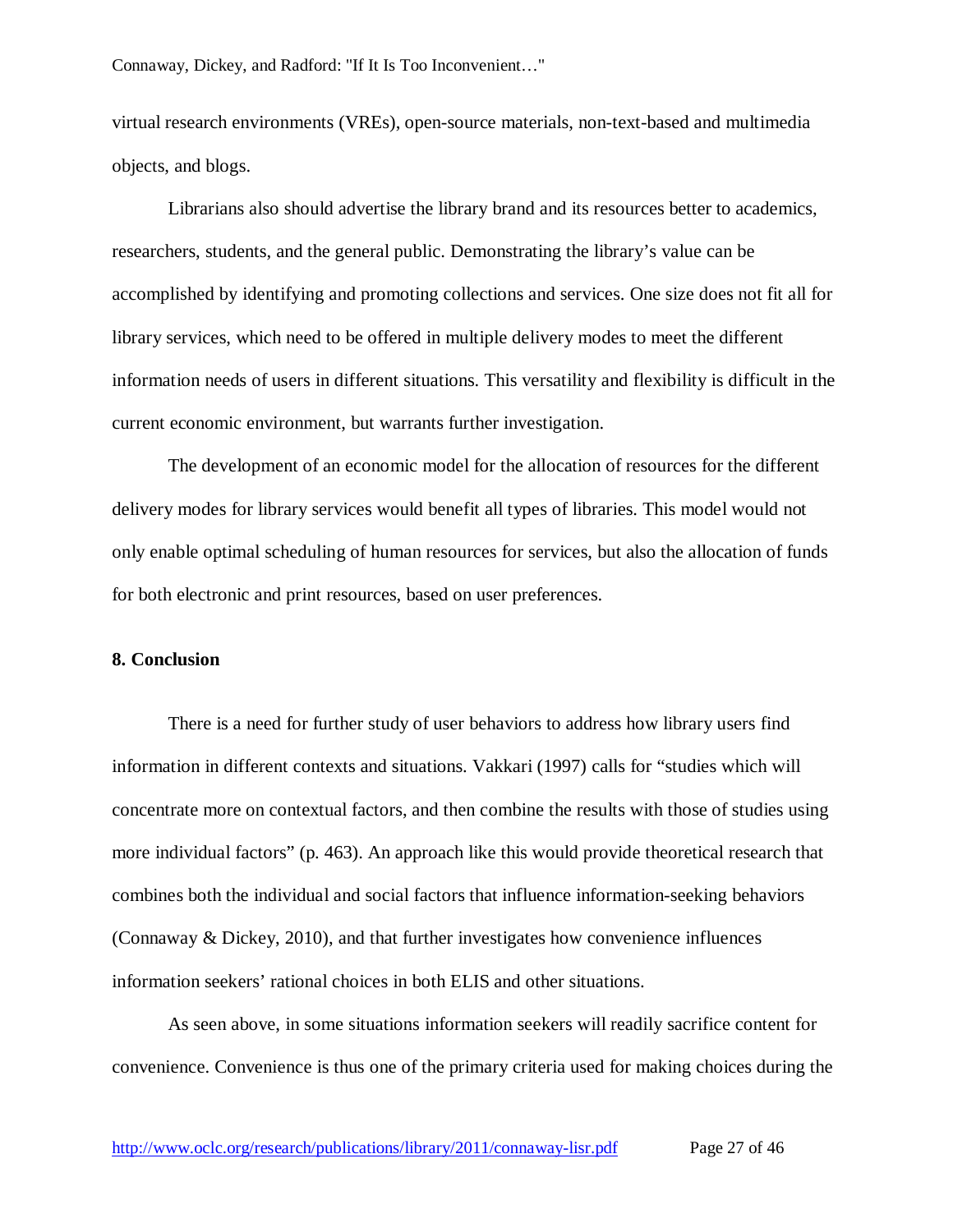virtual research environments (VREs), open-source materials, non-text-based and multimedia objects, and blogs.

Librarians also should advertise the library brand and its resources better to academics, researchers, students, and the general public. Demonstrating the library's value can be accomplished by identifying and promoting collections and services. One size does not fit all for library services, which need to be offered in multiple delivery modes to meet the different information needs of users in different situations. This versatility and flexibility is difficult in the current economic environment, but warrants further investigation.

The development of an economic model for the allocation of resources for the different delivery modes for library services would benefit all types of libraries. This model would not only enable optimal scheduling of human resources for services, but also the allocation of funds for both electronic and print resources, based on user preferences.

## 8. Conclusion

There is a need for further study of user behaviors to address how library users find information in different contexts and situations. Vakkari (1997) calls for "studies which will concentrate more on contextual factors, and then combine the results with those of studies using more individual factors" (p. 463). An approach like this would provide theoretical research that combines both the individual and social factors that influence information-seeking behaviors (Connaway & Dickey, 2010), and that further investigates how convenience influences information seekers' rational choices in both ELIS and other situations.

As seen above, in some situations information seekers will readily sacrifice content for convenience. Convenience is thus one of the primary criteria used for making choices during the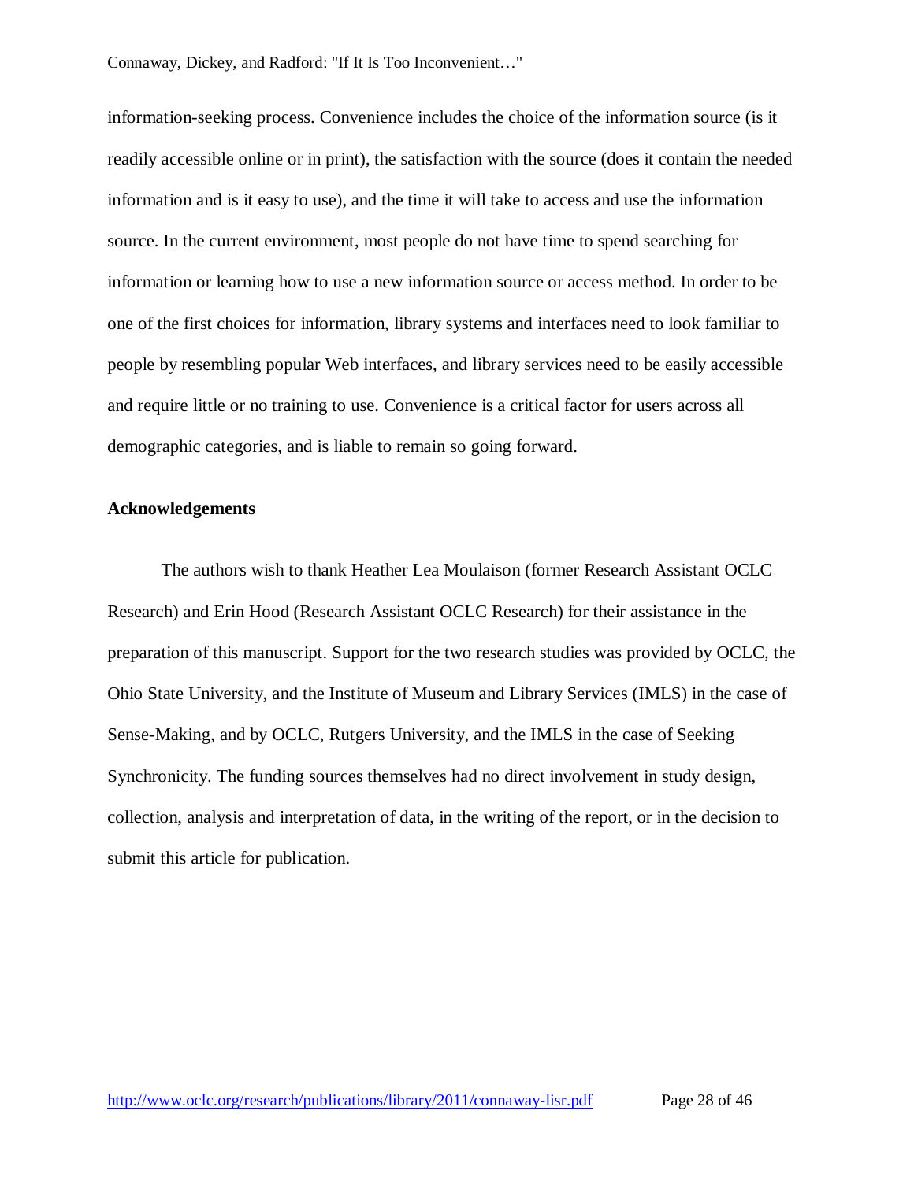information-seeking process. Convenience includes the choice of the information source (is it readily accessible online or in print), the satisfaction with the source (does it contain the needed information and is it easy to use), and the time it will take to access and use the information source. In the current environment, most people do not have time to spend searching for information or learning how to use a new information source or access method. In order to be one of the first choices for information, library systems and interfaces need to look familiar to people by resembling popular Web interfaces, and library services need to be easily accessible and require little or no training to use. Convenience is a critical factor for users across all demographic categories, and is liable to remain so going forward.

**Acknowledgements**

The authors wish to thank Heather Lea Moulaison (former Research Assistant OCLC Research) and Erin Hood (Research Assistant OCLC Research) for their assistance in the preparation of this manuscript. Support for the two research studies was provided by OCLC, the Ohio State University, and the Institute of Museum and Library Services (IMLS) in the case of Sense-Making, and by OCLC, Rutgers University, and the IMLS in the case of Seeking Synchronicity. The funding sources themselves had no direct involvement in study design, collection, analysis and interpretation of data, in the writing of the report, or in the decision to submit this article for publication.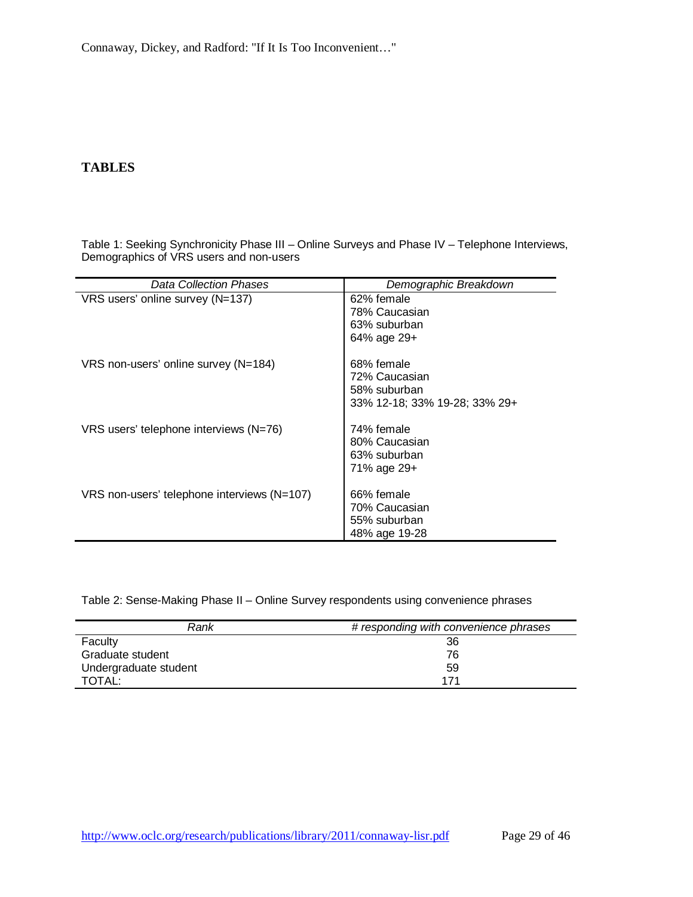## TABLES

Table 1: Seeking Synchronicity Phase III – Online Surveys and Phase IV – Telephone Interviews, Demographics of VRS users and non-users

| *Data Collection Phases* | *Demographic Breakdown* |
|---|---|
| VRS users' online survey (N=137) | 62% female<br>78% Caucasian<br>63% suburban<br>64% age 29+ |
| VRS non-users' online survey (N=184) | 68% female<br>72% Caucasian<br>58% suburban<br>33% 12-18; 33% 19-28; 33% 29+ |
| VRS users' telephone interviews (N=76) | 74% female<br>80% Caucasian<br>63% suburban<br>71% age 29+ |
| VRS non-users' telephone interviews (N=107) | 66% female<br>70% Caucasian<br>55% suburban<br>48% age 19-28 |

Table 2: Sense-Making Phase II – Online Survey respondents using convenience phrases

| *Rank* | *# responding with convenience phrases* |
|---|---|
| Faculty | 36 |
| Graduate student | 76 |
| Undergraduate student | 59 |
| TOTAL: | 171 |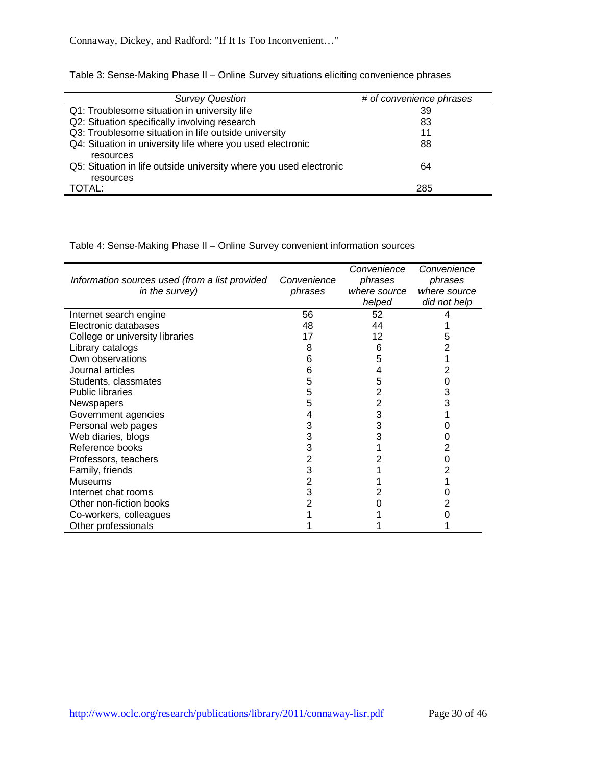Table 3: Sense-Making Phase II – Online Survey situations eliciting convenience phrases

| *Survey Question* | *# of convenience phrases* |
|---|---|
| Q1: Troublesome situation in university life | 39 |
| Q2: Situation specifically involving research | 83 |
| Q3: Troublesome situation in life outside university | 11 |
| Q4: Situation in university life where you used electronic resources | 88 |
| Q5: Situation in life outside university where you used electronic resources | 64 |
| TOTAL: | 285 |

Table 4: Sense-Making Phase II – Online Survey convenient information sources

| *Information sources used (from a list provided in the survey)* | *Convenience phrases* | *Convenience phrases where source helped* | *Convenience phrases where source did not help* |
|---|---|---|---|
| Internet search engine | 56 | 52 | 4 |
| Electronic databases | 48 | 44 | 1 |
| College or university libraries | 17 | 12 | 5 |
| Library catalogs | 8 | 6 | 2 |
| Own observations | 6 | 5 | 1 |
| Journal articles | 6 | 4 | 2 |
| Students, classmates | 5 | 5 | 0 |
| Public libraries | 5 | 2 | 3 |
| Newspapers | 5 | 2 | 3 |
| Government agencies | 4 | 3 | 1 |
| Personal web pages | 3 | 3 | 0 |
| Web diaries, blogs | 3 | 3 | 0 |
| Reference books | 3 | 1 | 2 |
| Professors, teachers | 2 | 2 | 0 |
| Family, friends | 3 | 1 | 2 |
| Museums | 2 | 1 | 1 |
| Internet chat rooms | 3 | 2 | 0 |
| Other non-fiction books | 2 | 0 | 2 |
| Co-workers, colleagues | 1 | 1 | 0 |
| Other professionals | 1 | 1 | 1 |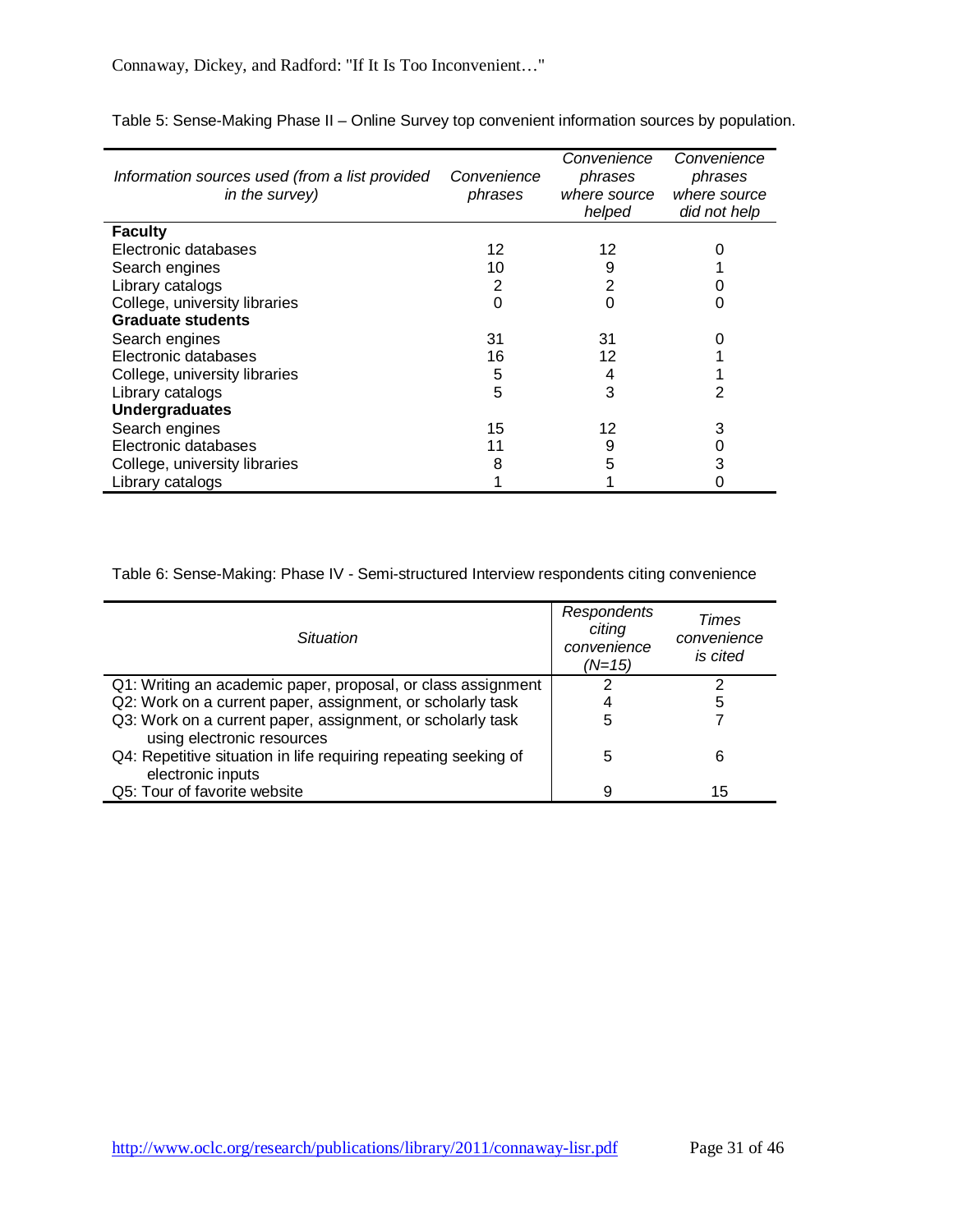Table 5: Sense-Making Phase II – Online Survey top convenient information sources by population.

| *Information sources used (from a list provided in the survey)* | *Convenience phrases* | *Convenience phrases where source helped* | *Convenience phrases where source did not help* |
|---|---|---|---|
| **Faculty** | | | |
| Electronic databases | 12 | 12 | 0 |
| Search engines | 10 | 9 | 1 |
| Library catalogs | 2 | 2 | 0 |
| College, university libraries | 0 | 0 | 0 |
| **Graduate students** | | | |
| Search engines | 31 | 31 | 0 |
| Electronic databases | 16 | 12 | 1 |
| College, university libraries | 5 | 4 | 1 |
| Library catalogs | 5 | 3 | 2 |
| **Undergraduates** | | | |
| Search engines | 15 | 12 | 3 |
| Electronic databases | 11 | 9 | 0 |
| College, university libraries | 8 | 5 | 3 |
| Library catalogs | 1 | 1 | 0 |

Table 6: Sense-Making: Phase IV - Semi-structured Interview respondents citing convenience

| *Situation* | *Respondents citing convenience (N=15)* | *Times convenience is cited* |
|---|---|---|
| Q1: Writing an academic paper, proposal, or class assignment | 2 | 2 |
| Q2: Work on a current paper, assignment, or scholarly task | 4 | 5 |
| Q3: Work on a current paper, assignment, or scholarly task using electronic resources | 5 | 7 |
| Q4: Repetitive situation in life requiring repeating seeking of electronic inputs | 5 | 6 |
| Q5: Tour of favorite website | 9 | 15 |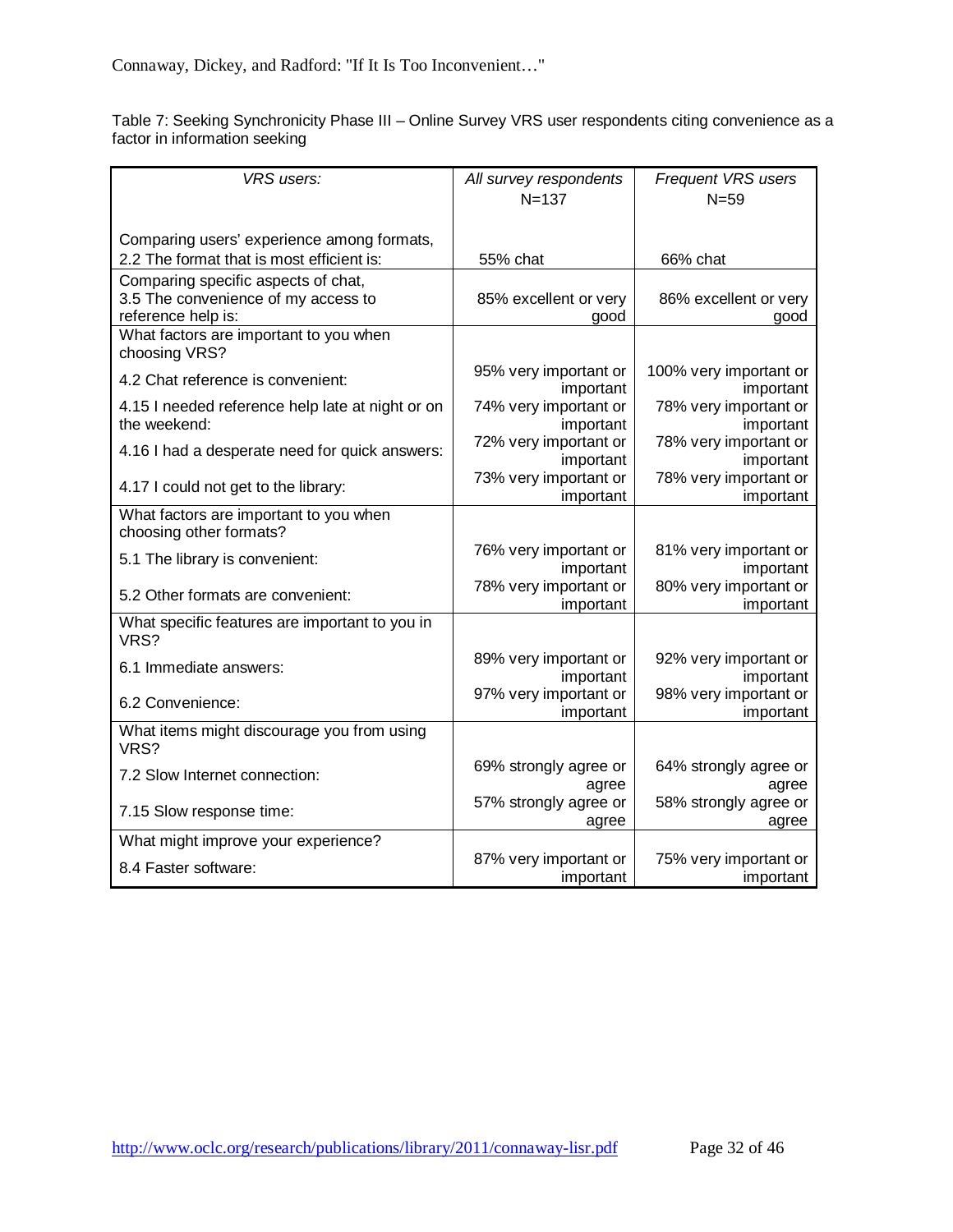Table 7: Seeking Synchronicity Phase III – Online Survey VRS user respondents citing convenience as a factor in information seeking

| *VRS users:* | *All survey respondents* N=137 | *Frequent VRS users* N=59 |
|---|---|---|
| Comparing users' experience among formats, 2.2 The format that is most efficient is: | 55% chat | 66% chat |
| Comparing specific aspects of chat, 3.5 The convenience of my access to reference help is: | 85% excellent or very good | 86% excellent or very good |
| What factors are important to you when choosing VRS? | | |
| 4.2 Chat reference is convenient: | 95% very important or important | 100% very important or important |
| 4.15 I needed reference help late at night or on the weekend: | 74% very important or important | 78% very important or important |
| 4.16 I had a desperate need for quick answers: | 72% very important or important | 78% very important or important |
| 4.17 I could not get to the library: | 73% very important or important | 78% very important or important |
| What factors are important to you when choosing other formats? | | |
| 5.1 The library is convenient: | 76% very important or important | 81% very important or important |
| 5.2 Other formats are convenient: | 78% very important or important | 80% very important or important |
| What specific features are important to you in VRS? | | |
| 6.1 Immediate answers: | 89% very important or important | 92% very important or important |
| 6.2 Convenience: | 97% very important or important | 98% very important or important |
| What items might discourage you from using VRS? | | |
| 7.2 Slow Internet connection: | 69% strongly agree or agree | 64% strongly agree or agree |
| 7.15 Slow response time: | 57% strongly agree or agree | 58% strongly agree or agree |
| What might improve your experience? | | |
| 8.4 Faster software: | 87% very important or important | 75% very important or important |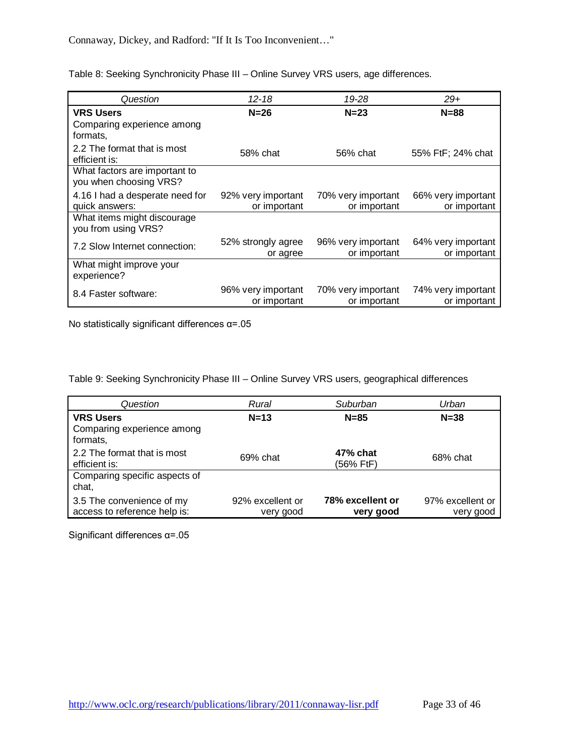Table 8: Seeking Synchronicity Phase III – Online Survey VRS users, age differences.

| *Question* | *12-18* | *19-28* | *29+* |
|---|---|---|---|
| **VRS Users** | **N=26** | **N=23** | **N=88** |
| Comparing experience among formats, | | | |
| 2.2 The format that is most efficient is: | 58% chat | 56% chat | 55% FtF; 24% chat |
| What factors are important to you when choosing VRS? | | | |
| 4.16 I had a desperate need for quick answers: | 92% very important or important | 70% very important or important | 66% very important or important |
| What items might discourage you from using VRS? | | | |
| 7.2 Slow Internet connection: | 52% strongly agree or agree | 96% very important or important | 64% very important or important |
| What might improve your experience? | | | |
| 8.4 Faster software: | 96% very important or important | 70% very important or important | 74% very important or important |

No statistically significant differences α=.05

Table 9: Seeking Synchronicity Phase III – Online Survey VRS users, geographical differences

| *Question* | *Rural* | *Suburban* | *Urban* |
|---|---|---|---|
| **VRS Users** | **N=13** | **N=85** | **N=38** |
| Comparing experience among formats, | | | |
| 2.2 The format that is most efficient is: | 69% chat | **47% chat** (56% FtF) | 68% chat |
| Comparing specific aspects of chat, | | | |
| 3.5 The convenience of my access to reference help is: | 92% excellent or very good | **78% excellent or very good** | 97% excellent or very good |

Significant differences α=.05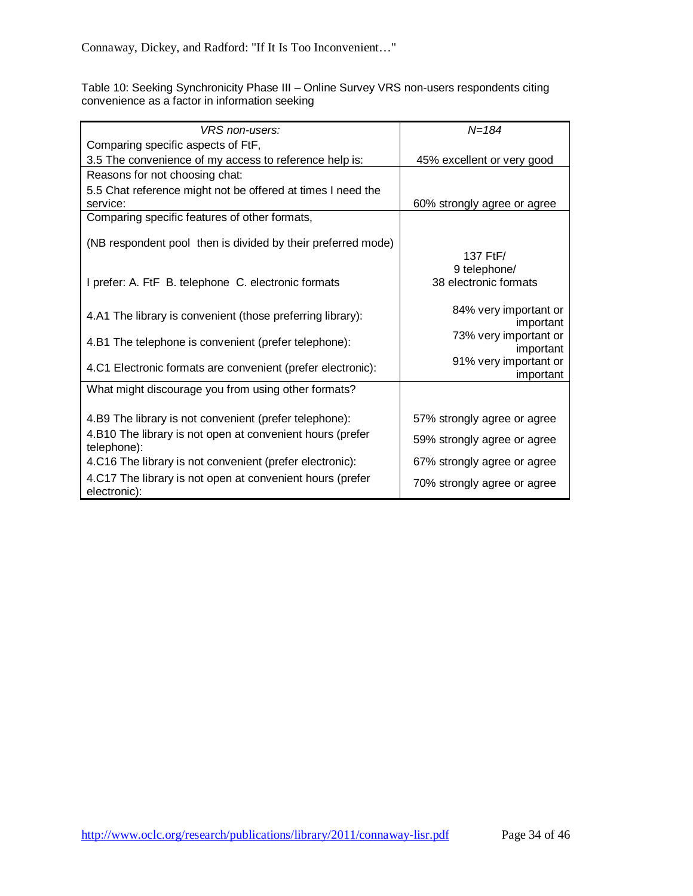Table 10: Seeking Synchronicity Phase III – Online Survey VRS non-users respondents citing convenience as a factor in information seeking

| *VRS non-users:* | *N=184* |
|---|---|
| Comparing specific aspects of FtF, 3.5 The convenience of my access to reference help is: | 45% excellent or very good |
| Reasons for not choosing chat: 5.5 Chat reference might not be offered at times I need the service: | 60% strongly agree or agree |
| Comparing specific features of other formats, (NB respondent pool then is divided by their preferred mode) I prefer: A. FtF B. telephone C. electronic formats | 137 FtF/ 9 telephone/ 38 electronic formats |
| 4.A1 The library is convenient (those preferring library): | 84% very important or important |
| 4.B1 The telephone is convenient (prefer telephone): | 73% very important or important |
| 4.C1 Electronic formats are convenient (prefer electronic): | 91% very important or important |
| What might discourage you from using other formats? | |
| 4.B9 The library is not convenient (prefer telephone): | 57% strongly agree or agree |
| 4.B10 The library is not open at convenient hours (prefer telephone): | 59% strongly agree or agree |
| 4.C16 The library is not convenient (prefer electronic): | 67% strongly agree or agree |
| 4.C17 The library is not open at convenient hours (prefer electronic): | 70% strongly agree or agree |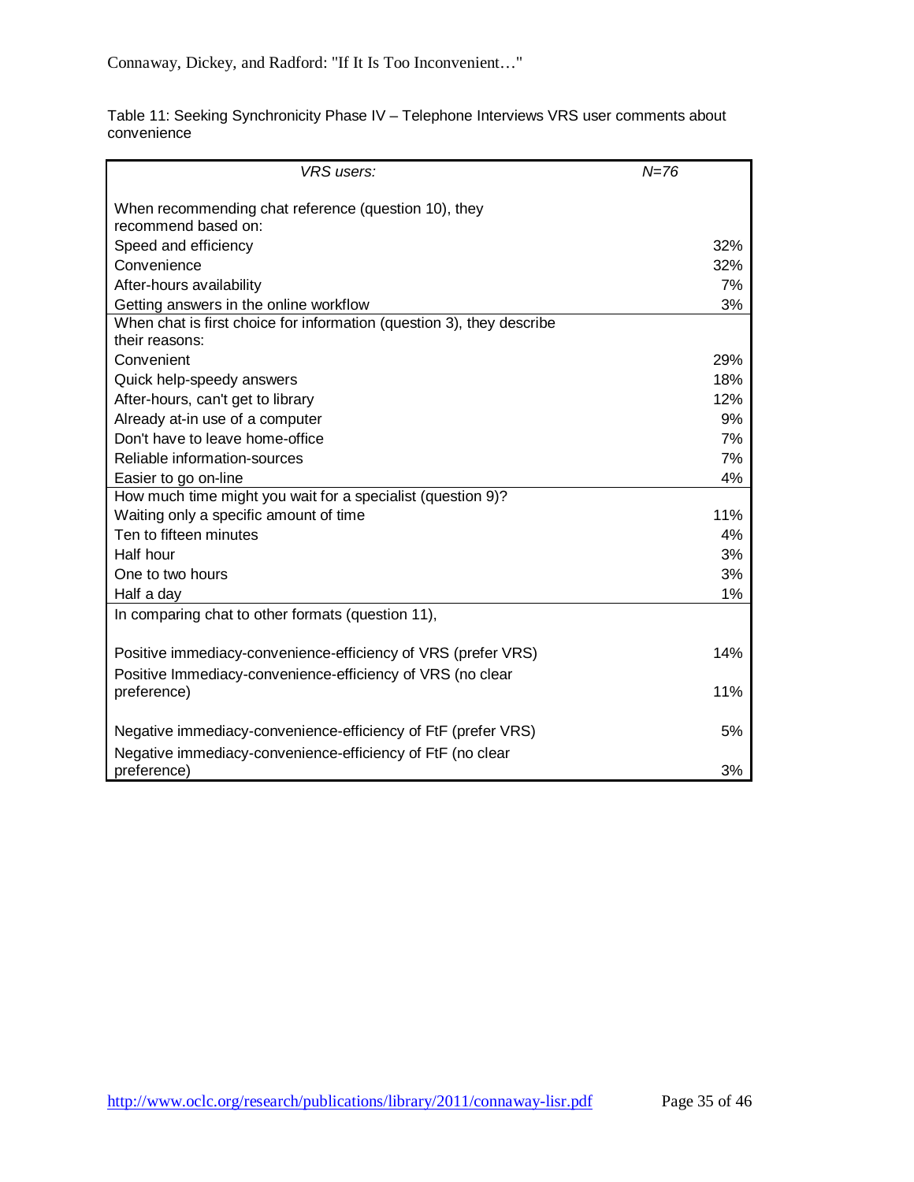Table 11: Seeking Synchronicity Phase IV – Telephone Interviews VRS user comments about convenience

| *VRS users:* | *N=76* |
|---|---|
| When recommending chat reference (question 10), they recommend based on: | |
| Speed and efficiency | 32% |
| Convenience | 32% |
| After-hours availability | 7% |
| Getting answers in the online workflow | 3% |
| When chat is first choice for information (question 3), they describe their reasons: | |
| Convenient | 29% |
| Quick help-speedy answers | 18% |
| After-hours, can't get to library | 12% |
| Already at-in use of a computer | 9% |
| Don't have to leave home-office | 7% |
| Reliable information-sources | 7% |
| Easier to go on-line | 4% |
| How much time might you wait for a specialist (question 9)? | |
| Waiting only a specific amount of time | 11% |
| Ten to fifteen minutes | 4% |
| Half hour | 3% |
| One to two hours | 3% |
| Half a day | 1% |
| In comparing chat to other formats (question 11), | |
| Positive immediacy-convenience-efficiency of VRS (prefer VRS) | 14% |
| Positive Immediacy-convenience-efficiency of VRS (no clear preference) | 11% |
| Negative immediacy-convenience-efficiency of FtF (prefer VRS) | 5% |
| Negative immediacy-convenience-efficiency of FtF (no clear preference) | 3% |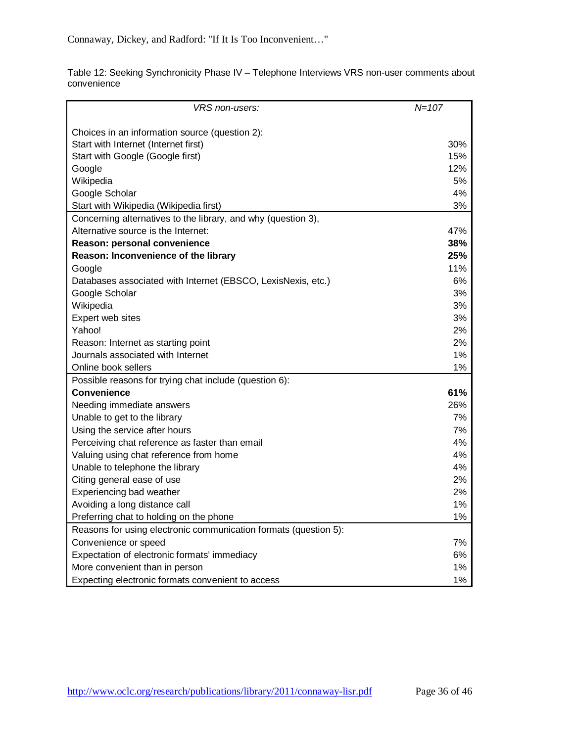Table 12: Seeking Synchronicity Phase IV – Telephone Interviews VRS non-user comments about convenience

| *VRS non-users:* | *N=107* |
|---|---|
| Choices in an information source (question 2): | |
| Start with Internet (Internet first) | 30% |
| Start with Google (Google first) | 15% |
| Google | 12% |
| Wikipedia | 5% |
| Google Scholar | 4% |
| Start with Wikipedia (Wikipedia first) | 3% |
| Concerning alternatives to the library, and why (question 3), | |
| Alternative source is the Internet: | 47% |
| **Reason: personal convenience** | **38%** |
| **Reason: Inconvenience of the library** | **25%** |
| Google | 11% |
| Databases associated with Internet (EBSCO, LexisNexis, etc.) | 6% |
| Google Scholar | 3% |
| Wikipedia | 3% |
| Expert web sites | 3% |
| Yahoo! | 2% |
| Reason: Internet as starting point | 2% |
| Journals associated with Internet | 1% |
| Online book sellers | 1% |
| Possible reasons for trying chat include (question 6): | |
| **Convenience** | **61%** |
| Needing immediate answers | 26% |
| Unable to get to the library | 7% |
| Using the service after hours | 7% |
| Perceiving chat reference as faster than email | 4% |
| Valuing using chat reference from home | 4% |
| Unable to telephone the library | 4% |
| Citing general ease of use | 2% |
| Experiencing bad weather | 2% |
| Avoiding a long distance call | 1% |
| Preferring chat to holding on the phone | 1% |
| Reasons for using electronic communication formats (question 5): | |
| Convenience or speed | 7% |
| Expectation of electronic formats' immediacy | 6% |
| More convenient than in person | 1% |
| Expecting electronic formats convenient to access | 1% |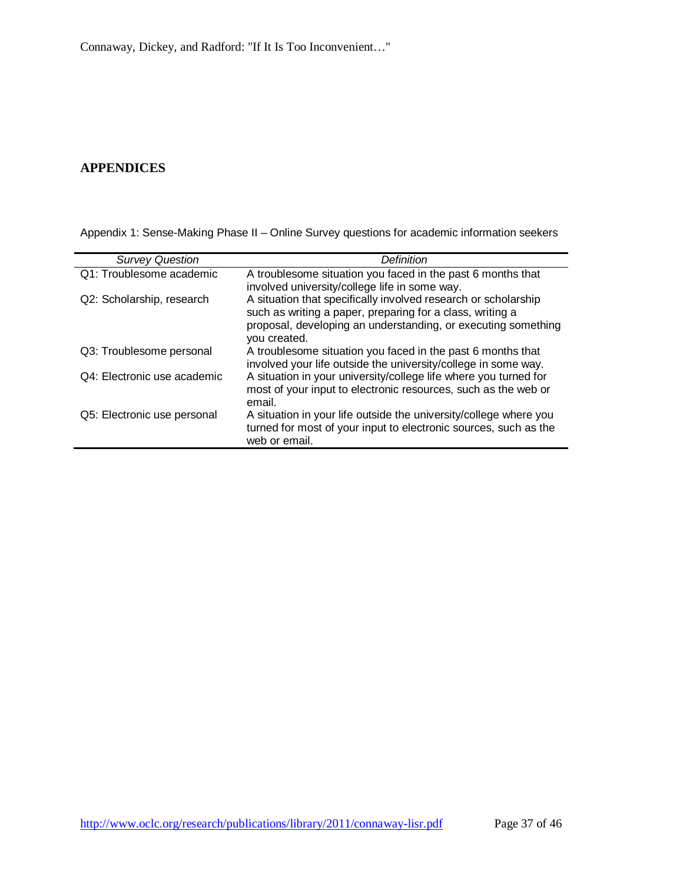## APPENDICES

Appendix 1: Sense-Making Phase II – Online Survey questions for academic information seekers

| *Survey Question* | *Definition* |
| --- | --- |
| Q1: Troublesome academic | A troublesome situation you faced in the past 6 months that involved university/college life in some way. |
| Q2: Scholarship, research | A situation that specifically involved research or scholarship such as writing a paper, preparing for a class, writing a proposal, developing an understanding, or executing something you created. |
| Q3: Troublesome personal | A troublesome situation you faced in the past 6 months that involved your life outside the university/college in some way. |
| Q4: Electronic use academic | A situation in your university/college life where you turned for most of your input to electronic resources, such as the web or email. |
| Q5: Electronic use personal | A situation in your life outside the university/college where you turned for most of your input to electronic sources, such as the web or email. |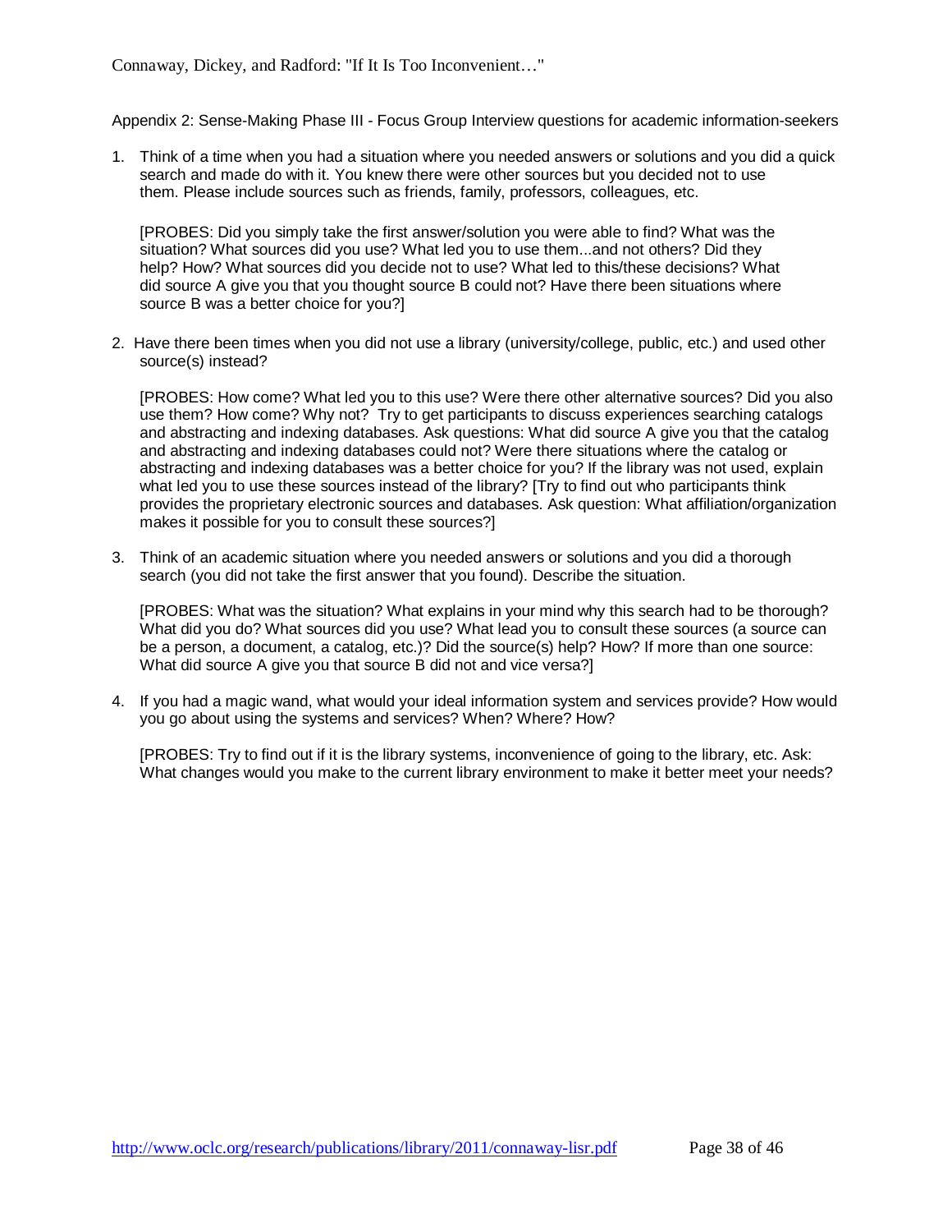Appendix 2: Sense-Making Phase III - Focus Group Interview questions for academic information-seekers

1. Think of a time when you had a situation where you needed answers or solutions and you did a quick search and made do with it. You knew there were other sources but you decided not to use them. Please include sources such as friends, family, professors, colleagues, etc.

   [PROBES: Did you simply take the first answer/solution you were able to find? What was the situation? What sources did you use? What led you to use them...and not others? Did they help? How? What sources did you decide not to use? What led to this/these decisions? What did source A give you that you thought source B could not? Have there been situations where source B was a better choice for you?]

2. Have there been times when you did not use a library (university/college, public, etc.) and used other source(s) instead?

   [PROBES: How come? What led you to this use? Were there other alternative sources? Did you also use them? How come? Why not? Try to get participants to discuss experiences searching catalogs and abstracting and indexing databases. Ask questions: What did source A give you that the catalog and abstracting and indexing databases could not? Were there situations where the catalog or abstracting and indexing databases was a better choice for you? If the library was not used, explain what led you to use these sources instead of the library? [Try to find out who participants think provides the proprietary electronic sources and databases. Ask question: What affiliation/organization makes it possible for you to consult these sources?]

3. Think of an academic situation where you needed answers or solutions and you did a thorough search (you did not take the first answer that you found). Describe the situation.

   [PROBES: What was the situation? What explains in your mind why this search had to be thorough? What did you do? What sources did you use? What lead you to consult these sources (a source can be a person, a document, a catalog, etc.)? Did the source(s) help? How? If more than one source: What did source A give you that source B did not and vice versa?]

4. If you had a magic wand, what would your ideal information system and services provide? How would you go about using the systems and services? When? Where? How?

   [PROBES: Try to find out if it is the library systems, inconvenience of going to the library, etc. Ask: What changes would you make to the current library environment to make it better meet your needs?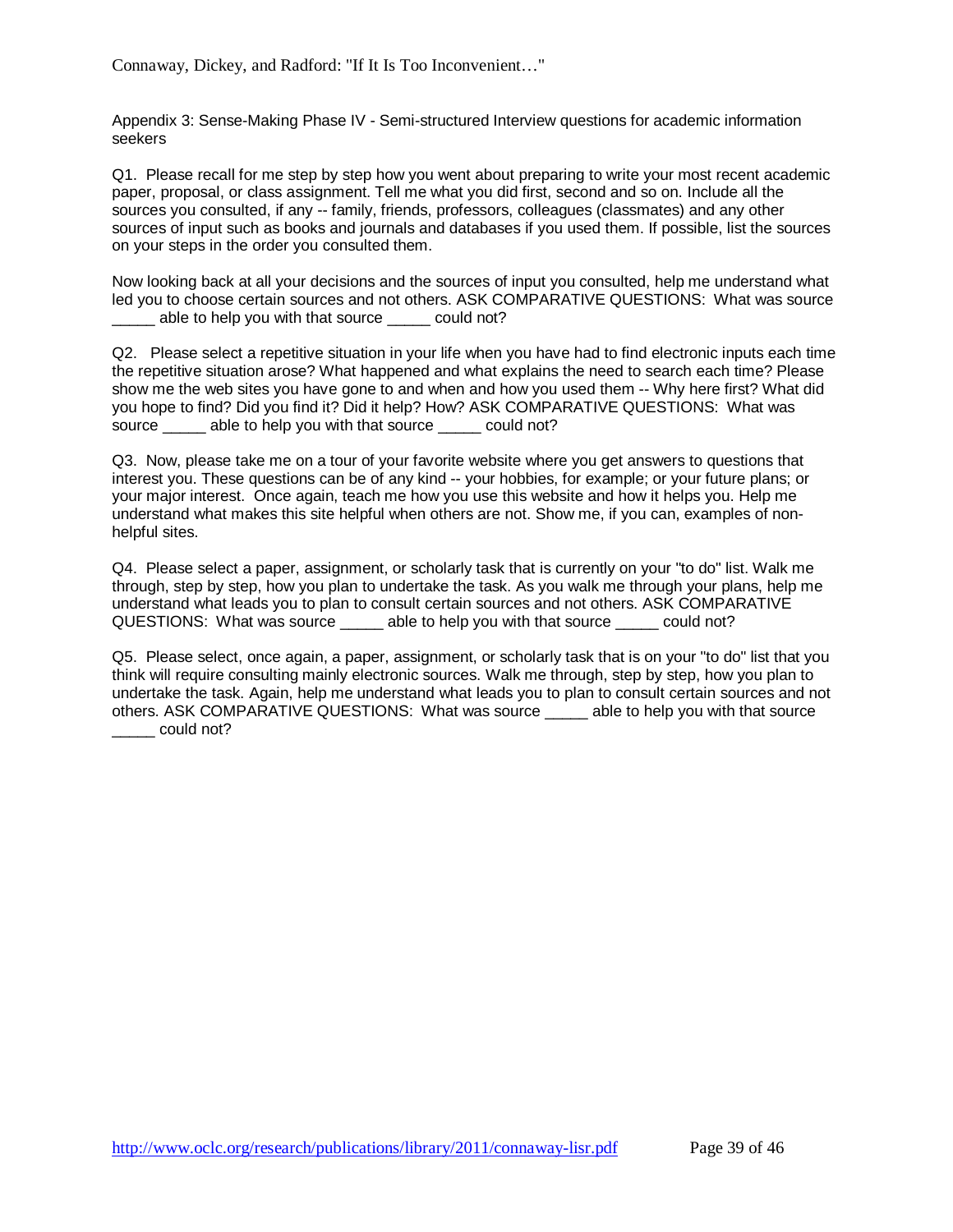Appendix 3: Sense-Making Phase IV - Semi-structured Interview questions for academic information seekers

Q1. Please recall for me step by step how you went about preparing to write your most recent academic paper, proposal, or class assignment. Tell me what you did first, second and so on. Include all the sources you consulted, if any -- family, friends, professors, colleagues (classmates) and any other sources of input such as books and journals and databases if you used them. If possible, list the sources on your steps in the order you consulted them.

Now looking back at all your decisions and the sources of input you consulted, help me understand what led you to choose certain sources and not others. ASK COMPARATIVE QUESTIONS: What was source _____ able to help you with that source _____ could not?

Q2. Please select a repetitive situation in your life when you have had to find electronic inputs each time the repetitive situation arose? What happened and what explains the need to search each time? Please show me the web sites you have gone to and when and how you used them -- Why here first? What did you hope to find? Did you find it? Did it help? How? ASK COMPARATIVE QUESTIONS: What was source _____ able to help you with that source _____ could not?

Q3. Now, please take me on a tour of your favorite website where you get answers to questions that interest you. These questions can be of any kind -- your hobbies, for example; or your future plans; or your major interest. Once again, teach me how you use this website and how it helps you. Help me understand what makes this site helpful when others are not. Show me, if you can, examples of non-helpful sites.

Q4. Please select a paper, assignment, or scholarly task that is currently on your "to do" list. Walk me through, step by step, how you plan to undertake the task. As you walk me through your plans, help me understand what leads you to plan to consult certain sources and not others. ASK COMPARATIVE QUESTIONS: What was source _____ able to help you with that source _____ could not?

Q5. Please select, once again, a paper, assignment, or scholarly task that is on your "to do" list that you think will require consulting mainly electronic sources. Walk me through, step by step, how you plan to undertake the task. Again, help me understand what leads you to plan to consult certain sources and not others. ASK COMPARATIVE QUESTIONS: What was source _____ able to help you with that source _____ could not?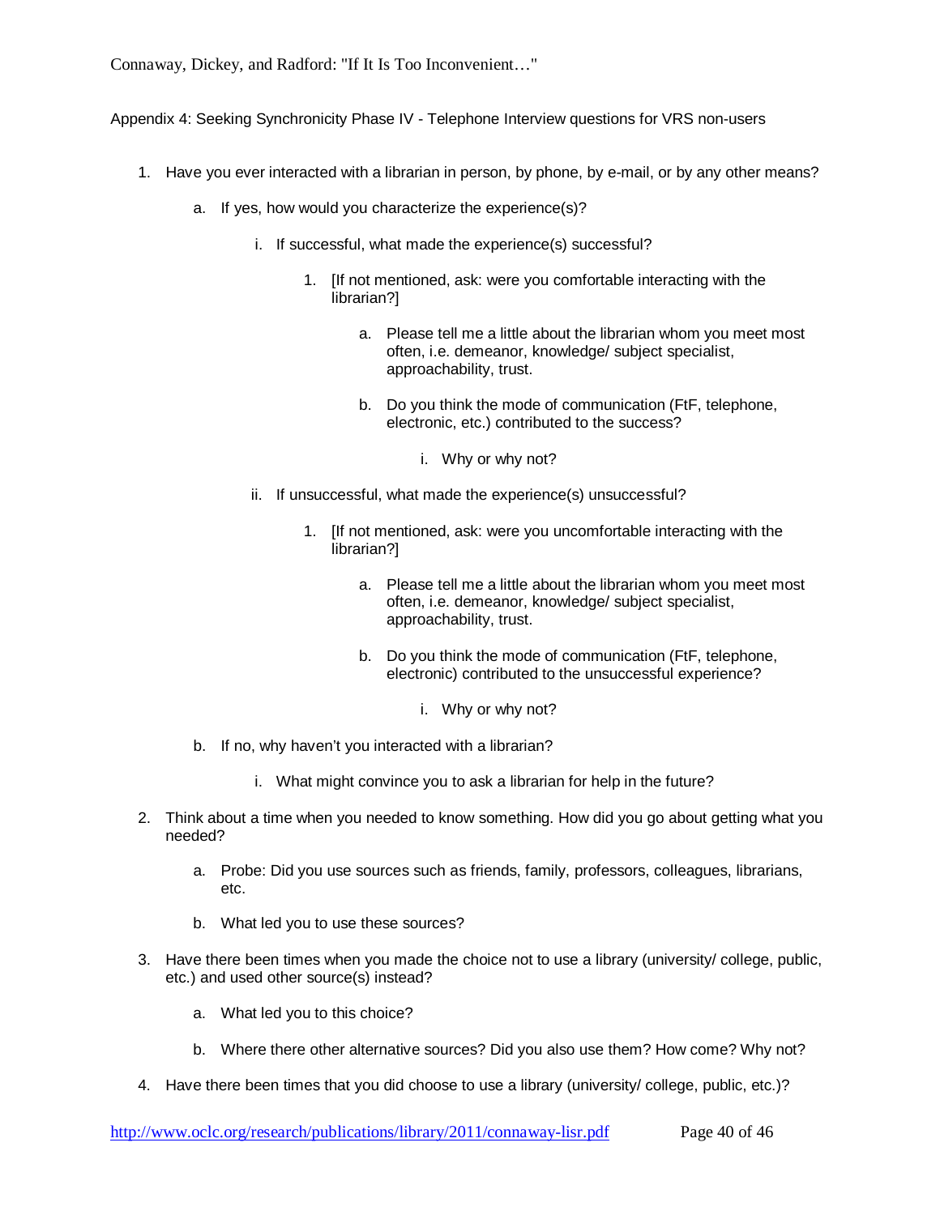Appendix 4: Seeking Synchronicity Phase IV - Telephone Interview questions for VRS non-users

1. Have you ever interacted with a librarian in person, by phone, by e-mail, or by any other means?
    a. If yes, how would you characterize the experience(s)?
        i. If successful, what made the experience(s) successful?
            1. [If not mentioned, ask: were you comfortable interacting with the librarian?]
                a. Please tell me a little about the librarian whom you meet most often, i.e. demeanor, knowledge/ subject specialist, approachability, trust.
                b. Do you think the mode of communication (FtF, telephone, electronic, etc.) contributed to the success?
                    i. Why or why not?
        ii. If unsuccessful, what made the experience(s) unsuccessful?
            1. [If not mentioned, ask: were you uncomfortable interacting with the librarian?]
                a. Please tell me a little about the librarian whom you meet most often, i.e. demeanor, knowledge/ subject specialist, approachability, trust.
                b. Do you think the mode of communication (FtF, telephone, electronic) contributed to the unsuccessful experience?
                    i. Why or why not?
    b. If no, why haven't you interacted with a librarian?
        i. What might convince you to ask a librarian for help in the future?
2. Think about a time when you needed to know something. How did you go about getting what you needed?
    a. Probe: Did you use sources such as friends, family, professors, colleagues, librarians, etc.
    b. What led you to use these sources?
3. Have there been times when you made the choice not to use a library (university/ college, public, etc.) and used other source(s) instead?
    a. What led you to this choice?
    b. Where there other alternative sources? Did you also use them? How come? Why not?
4. Have there been times that you did choose to use a library (university/ college, public, etc.)?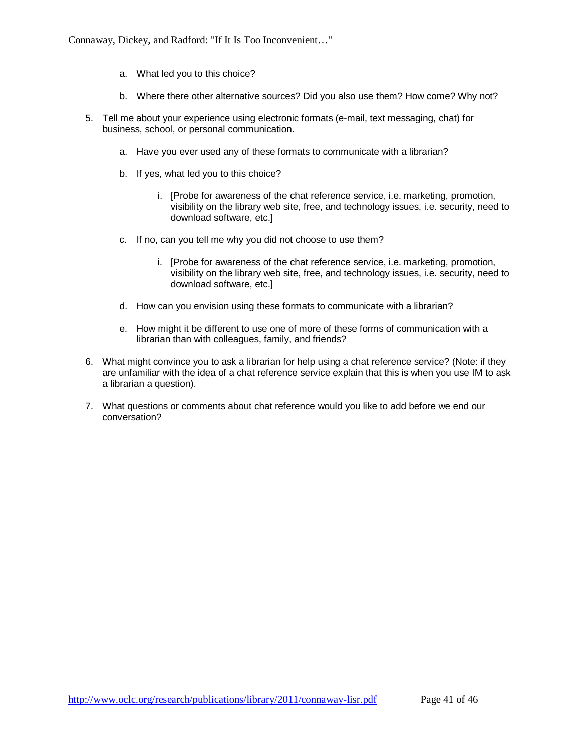a. What led you to this choice?

   b. Where there other alternative sources? Did you also use them? How come? Why not?

5. Tell me about your experience using electronic formats (e-mail, text messaging, chat) for business, school, or personal communication.

   a. Have you ever used any of these formats to communicate with a librarian?

   b. If yes, what led you to this choice?

      i. [Probe for awareness of the chat reference service, i.e. marketing, promotion, visibility on the library web site, free, and technology issues, i.e. security, need to download software, etc.]

   c. If no, can you tell me why you did not choose to use them?

      i. [Probe for awareness of the chat reference service, i.e. marketing, promotion, visibility on the library web site, free, and technology issues, i.e. security, need to download software, etc.]

   d. How can you envision using these formats to communicate with a librarian?

   e. How might it be different to use one of more of these forms of communication with a librarian than with colleagues, family, and friends?

6. What might convince you to ask a librarian for help using a chat reference service? (Note: if they are unfamiliar with the idea of a chat reference service explain that this is when you use IM to ask a librarian a question).

7. What questions or comments about chat reference would you like to add before we end our conversation?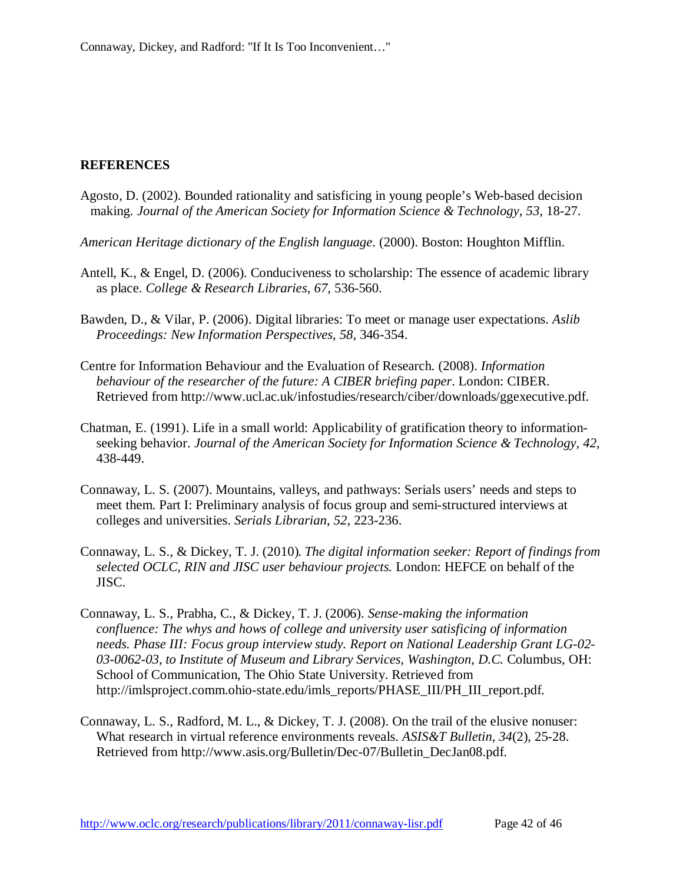## REFERENCES

Agosto, D. (2002). Bounded rationality and satisficing in young people's Web-based decision making. *Journal of the American Society for Information Science & Technology*, *53*, 18-27.

*American Heritage dictionary of the English language*. (2000). Boston: Houghton Mifflin.

Antell, K., & Engel, D. (2006). Conduciveness to scholarship: The essence of academic library as place. *College & Research Libraries*, *67*, 536-560.

Bawden, D., & Vilar, P. (2006). Digital libraries: To meet or manage user expectations. *Aslib Proceedings: New Information Perspectives*, *58*, 346-354.

Centre for Information Behaviour and the Evaluation of Research. (2008). *Information behaviour of the researcher of the future: A CIBER briefing paper*. London: CIBER. Retrieved from http://www.ucl.ac.uk/infostudies/research/ciber/downloads/ggexecutive.pdf.

Chatman, E. (1991). Life in a small world: Applicability of gratification theory to information-seeking behavior. *Journal of the American Society for Information Science & Technology*, *42*, 438-449.

Connaway, L. S. (2007). Mountains, valleys, and pathways: Serials users' needs and steps to meet them. Part I: Preliminary analysis of focus group and semi-structured interviews at colleges and universities. *Serials Librarian*, *52*, 223-236.

Connaway, L. S., & Dickey, T. J. (2010). *The digital information seeker: Report of findings from selected OCLC, RIN and JISC user behaviour projects.* London: HEFCE on behalf of the JISC.

Connaway, L. S., Prabha, C., & Dickey, T. J. (2006). *Sense-making the information confluence: The whys and hows of college and university user satisficing of information needs. Phase III: Focus group interview study. Report on National Leadership Grant LG-02-03-0062-03, to Institute of Museum and Library Services, Washington, D.C.* Columbus, OH: School of Communication, The Ohio State University. Retrieved from http://imlsproject.comm.ohio-state.edu/imls_reports/PHASE_III/PH_III_report.pdf.

Connaway, L. S., Radford, M. L., & Dickey, T. J. (2008). On the trail of the elusive nonuser: What research in virtual reference environments reveals. *ASIS&T Bulletin*, *34*(2), 25-28. Retrieved from http://www.asis.org/Bulletin/Dec-07/Bulletin_DecJan08.pdf.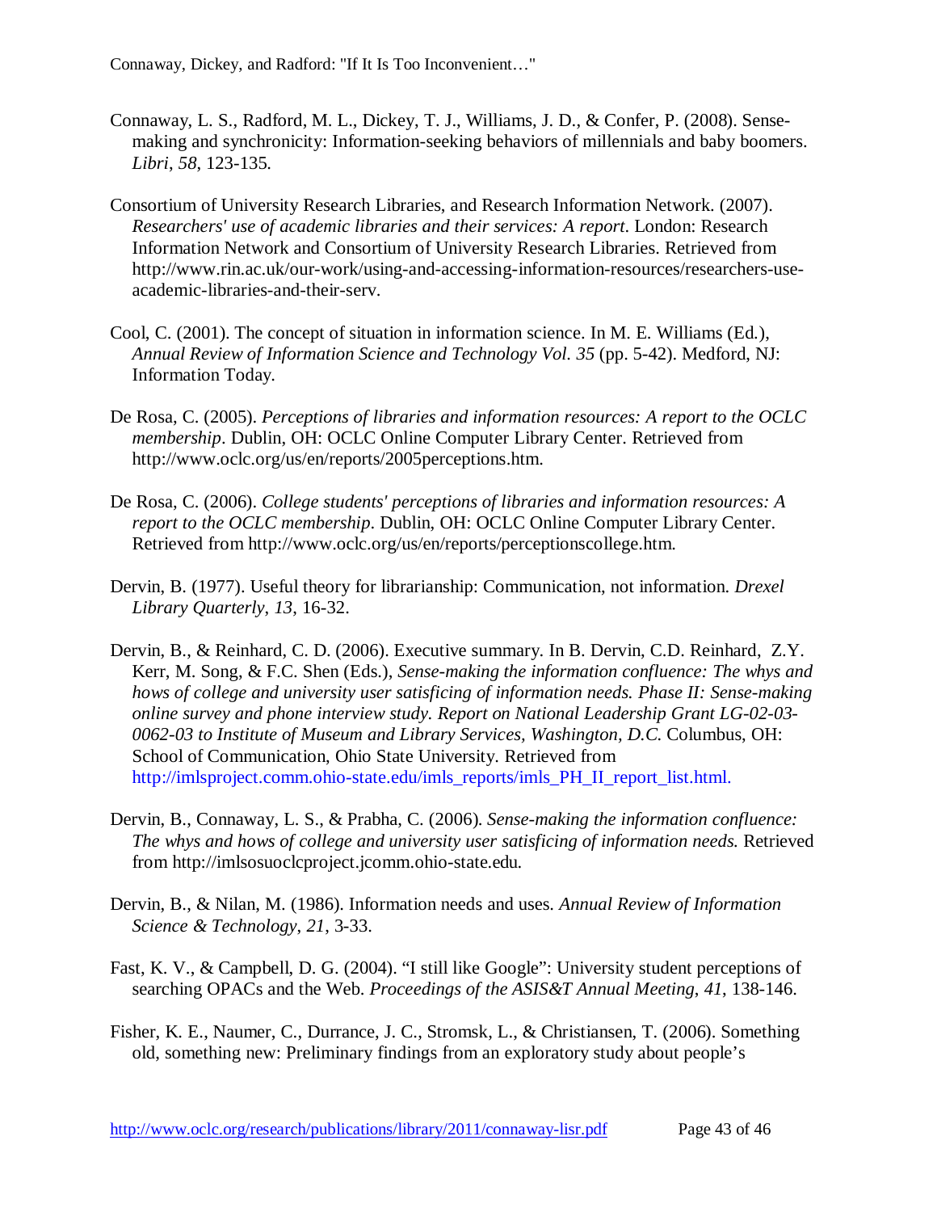Connaway, L. S., Radford, M. L., Dickey, T. J., Williams, J. D., & Confer, P. (2008). Sense-making and synchronicity: Information-seeking behaviors of millennials and baby boomers. *Libri*, *58*, 123-135.

Consortium of University Research Libraries, and Research Information Network. (2007). *Researchers' use of academic libraries and their services: A report*. London: Research Information Network and Consortium of University Research Libraries. Retrieved from http://www.rin.ac.uk/our-work/using-and-accessing-information-resources/researchers-use-academic-libraries-and-their-serv.

Cool, C. (2001). The concept of situation in information science. In M. E. Williams (Ed.), *Annual Review of Information Science and Technology Vol. 35* (pp. 5-42). Medford, NJ: Information Today.

De Rosa, C. (2005). *Perceptions of libraries and information resources: A report to the OCLC membership*. Dublin, OH: OCLC Online Computer Library Center. Retrieved from http://www.oclc.org/us/en/reports/2005perceptions.htm.

De Rosa, C. (2006). *College students' perceptions of libraries and information resources: A report to the OCLC membership*. Dublin, OH: OCLC Online Computer Library Center. Retrieved from http://www.oclc.org/us/en/reports/perceptionscollege.htm.

Dervin, B. (1977). Useful theory for librarianship: Communication, not information. *Drexel Library Quarterly*, *13*, 16-32.

Dervin, B., & Reinhard, C. D. (2006). Executive summary. In B. Dervin, C.D. Reinhard, Z.Y. Kerr, M. Song, & F.C. Shen (Eds.), *Sense-making the information confluence: The whys and hows of college and university user satisficing of information needs. Phase II: Sense-making online survey and phone interview study. Report on National Leadership Grant LG-02-03-0062-03 to Institute of Museum and Library Services, Washington, D.C.* Columbus, OH: School of Communication, Ohio State University. Retrieved from http://imlsproject.comm.ohio-state.edu/imls_reports/imls_PH_II_report_list.html.

Dervin, B., Connaway, L. S., & Prabha, C. (2006). *Sense-making the information confluence: The whys and hows of college and university user satisficing of information needs.* Retrieved from http://imlsosuoclcproject.jcomm.ohio-state.edu.

Dervin, B., & Nilan, M. (1986). Information needs and uses. *Annual Review of Information Science & Technology*, *21*, 3-33.

Fast, K. V., & Campbell, D. G. (2004). "I still like Google": University student perceptions of searching OPACs and the Web. *Proceedings of the ASIS&T Annual Meeting*, *41*, 138-146.

Fisher, K. E., Naumer, C., Durrance, J. C., Stromsk, L., & Christiansen, T. (2006). Something old, something new: Preliminary findings from an exploratory study about people's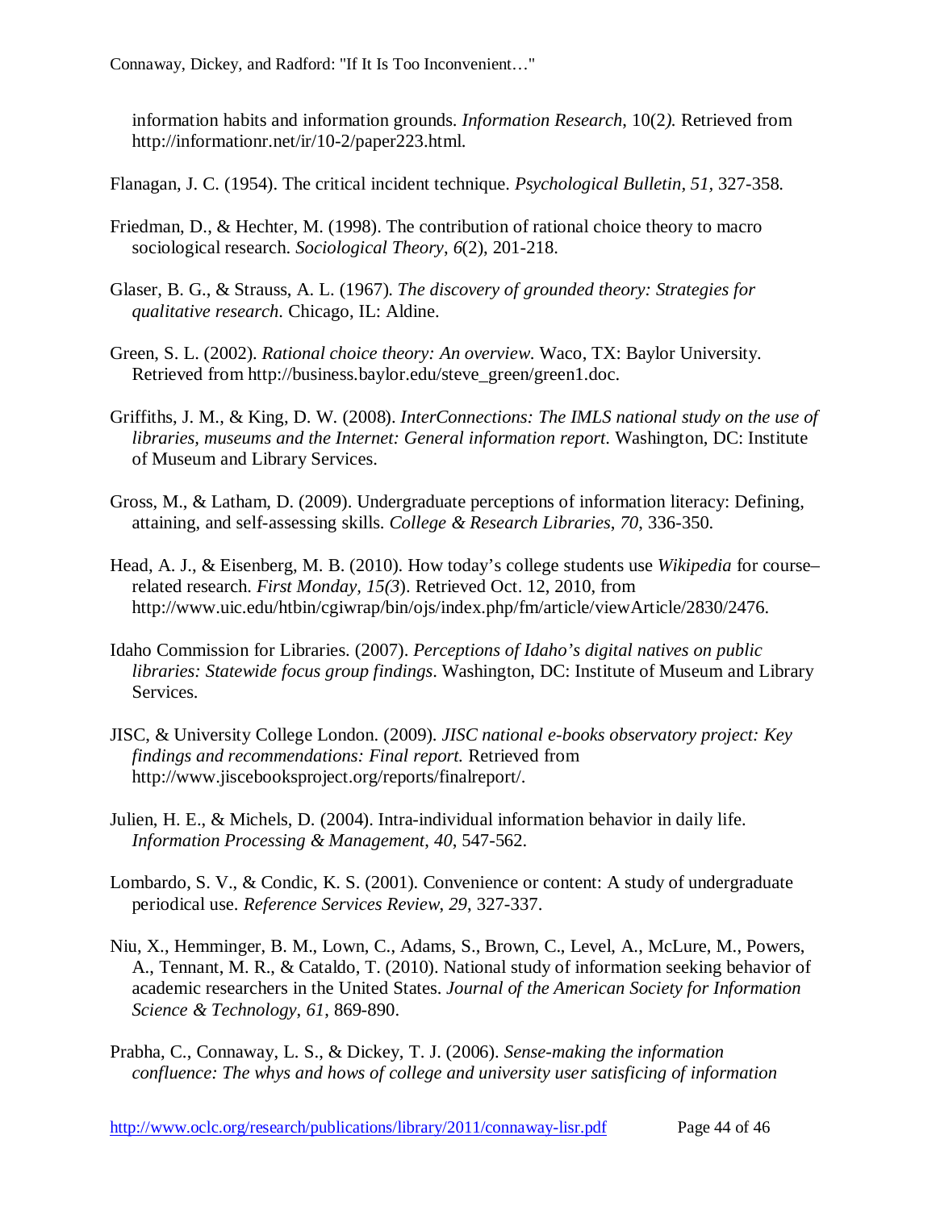information habits and information grounds. *Information Research*, 10(2*)*. Retrieved from http://informationr.net/ir/10-2/paper223.html.

Flanagan, J. C. (1954). The critical incident technique. *Psychological Bulletin, 51*, 327-358.

Friedman, D., & Hechter, M. (1998). The contribution of rational choice theory to macro sociological research. *Sociological Theory*, *6*(2), 201-218.

Glaser, B. G., & Strauss, A. L. (1967). *The discovery of grounded theory: Strategies for qualitative research*. Chicago, IL: Aldine.

Green, S. L. (2002). *Rational choice theory: An overview*. Waco, TX: Baylor University. Retrieved from http://business.baylor.edu/steve_green/green1.doc.

Griffiths, J. M., & King, D. W. (2008). *InterConnections: The IMLS national study on the use of libraries, museums and the Internet: General information report*. Washington, DC: Institute of Museum and Library Services.

Gross, M., & Latham, D. (2009). Undergraduate perceptions of information literacy: Defining, attaining, and self-assessing skills. *College & Research Libraries*, *70*, 336-350.

Head, A. J., & Eisenberg, M. B. (2010). How today's college students use *Wikipedia* for course–related research. *First Monday, 15(3*). Retrieved Oct. 12, 2010, from http://www.uic.edu/htbin/cgiwrap/bin/ojs/index.php/fm/article/viewArticle/2830/2476.

Idaho Commission for Libraries. (2007). *Perceptions of Idaho's digital natives on public libraries: Statewide focus group findings*. Washington, DC: Institute of Museum and Library Services.

JISC, & University College London. (2009). *JISC national e-books observatory project: Key findings and recommendations: Final report.* Retrieved from http://www.jiscebooksproject.org/reports/finalreport/.

Julien, H. E., & Michels, D. (2004). Intra-individual information behavior in daily life. *Information Processing & Management*, *40*, 547-562.

Lombardo, S. V., & Condic, K. S. (2001). Convenience or content: A study of undergraduate periodical use. *Reference Services Review*, *29*, 327-337.

Niu, X., Hemminger, B. M., Lown, C., Adams, S., Brown, C., Level, A., McLure, M., Powers, A., Tennant, M. R., & Cataldo, T. (2010). National study of information seeking behavior of academic researchers in the United States. *Journal of the American Society for Information Science & Technology*, *61*, 869-890.

Prabha, C., Connaway, L. S., & Dickey, T. J. (2006). *Sense-making the information confluence: The whys and hows of college and university user satisficing of information*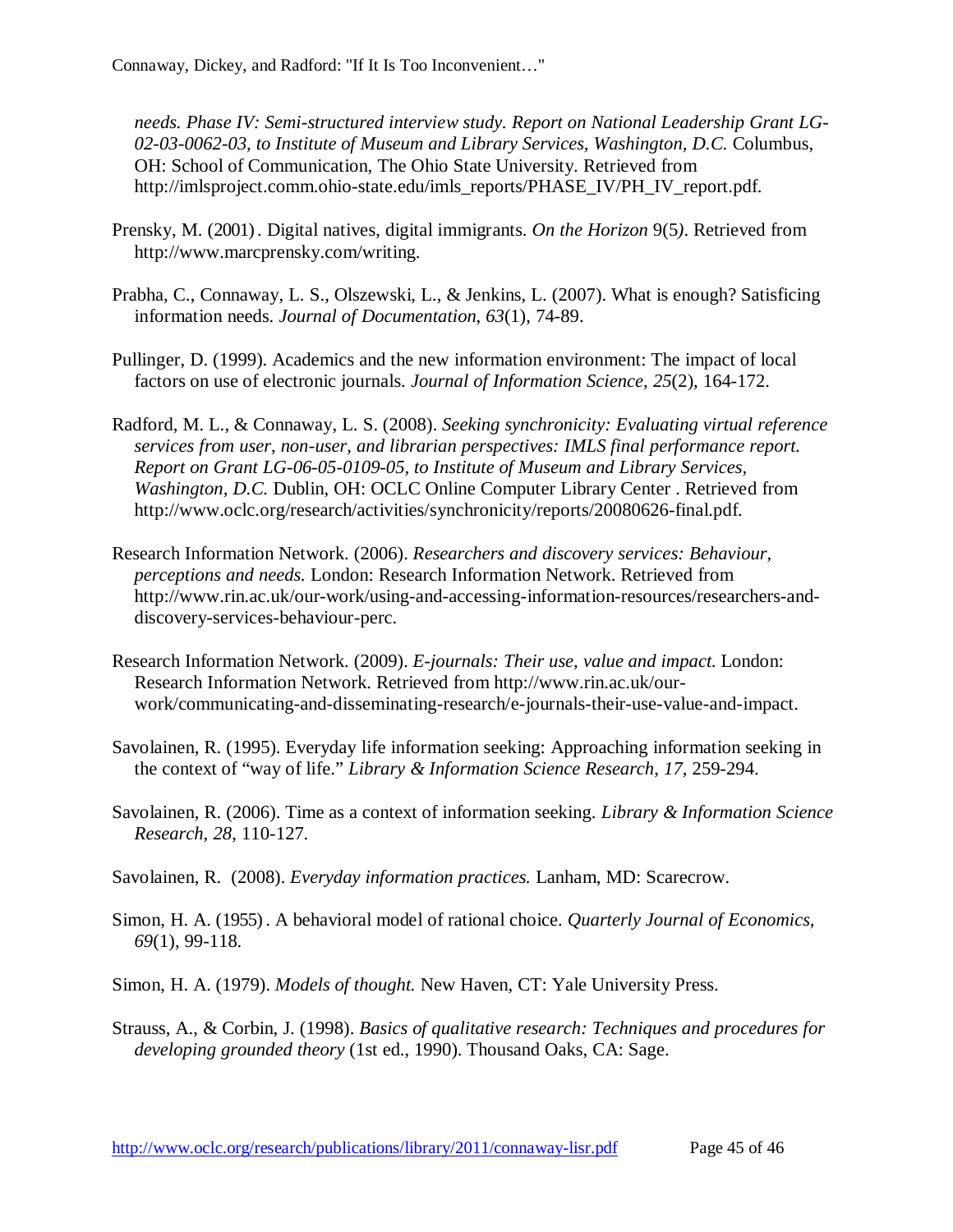*needs. Phase IV: Semi-structured interview study. Report on National Leadership Grant LG-02-03-0062-03, to Institute of Museum and Library Services, Washington, D.C.* Columbus, OH: School of Communication, The Ohio State University. Retrieved from http://imlsproject.comm.ohio-state.edu/imls_reports/PHASE_IV/PH_IV_report.pdf.

Prensky, M. (2001). Digital natives, digital immigrants. *On the Horizon* 9(5). Retrieved from http://www.marcprensky.com/writing.

Prabha, C., Connaway, L. S., Olszewski, L., & Jenkins, L. (2007). What is enough? Satisficing information needs. *Journal of Documentation, 63*(1), 74-89.

Pullinger, D. (1999). Academics and the new information environment: The impact of local factors on use of electronic journals. *Journal of Information Science*, *25*(2), 164-172.

Radford, M. L., & Connaway, L. S. (2008). *Seeking synchronicity: Evaluating virtual reference services from user, non-user, and librarian perspectives: IMLS final performance report. Report on Grant LG-06-05-0109-05, to Institute of Museum and Library Services, Washington, D.C.* Dublin, OH: OCLC Online Computer Library Center . Retrieved from http://www.oclc.org/research/activities/synchronicity/reports/20080626-final.pdf.

Research Information Network. (2006). *Researchers and discovery services: Behaviour, perceptions and needs.* London: Research Information Network. Retrieved from http://www.rin.ac.uk/our-work/using-and-accessing-information-resources/researchers-and-discovery-services-behaviour-perc.

Research Information Network. (2009). *E-journals: Their use, value and impact.* London: Research Information Network. Retrieved from http://www.rin.ac.uk/our-work/communicating-and-disseminating-research/e-journals-their-use-value-and-impact.

Savolainen, R. (1995). Everyday life information seeking: Approaching information seeking in the context of "way of life." *Library & Information Science Research*, *17*, 259-294.

Savolainen, R. (2006). Time as a context of information seeking. *Library & Information Science Research*, *28*, 110-127.

Savolainen, R. (2008). *Everyday information practices.* Lanham, MD: Scarecrow.

Simon, H. A. (1955). A behavioral model of rational choice. *Quarterly Journal of Economics*, *69*(1), 99-118.

Simon, H. A. (1979). *Models of thought.* New Haven, CT: Yale University Press.

Strauss, A., & Corbin, J. (1998). *Basics of qualitative research: Techniques and procedures for developing grounded theory* (1st ed., 1990). Thousand Oaks, CA: Sage.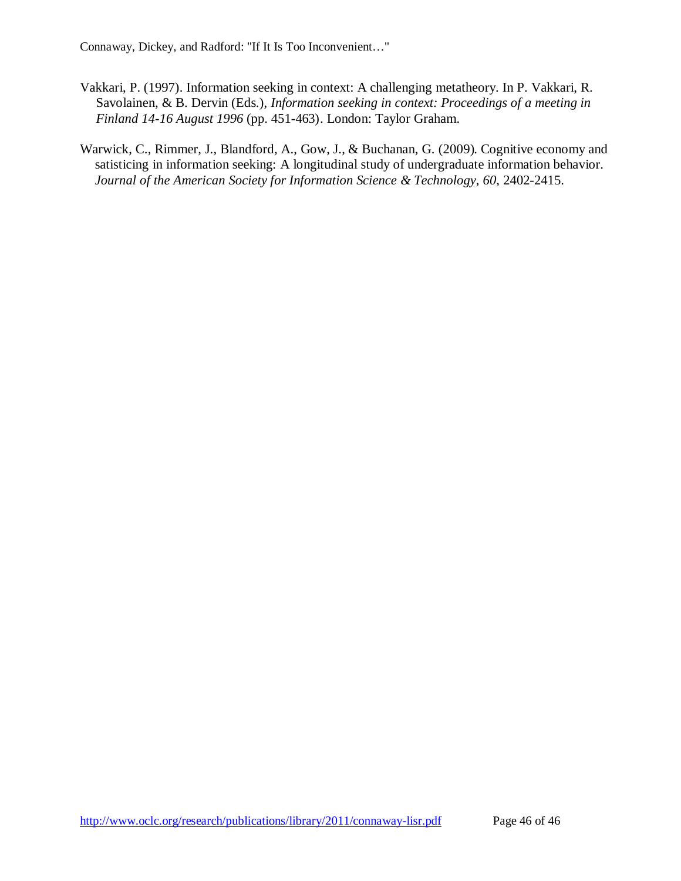Vakkari, P. (1997). Information seeking in context: A challenging metatheory. In P. Vakkari, R. Savolainen, & B. Dervin (Eds.), *Information seeking in context: Proceedings of a meeting in Finland 14-16 August 1996* (pp. 451-463). London: Taylor Graham.

Warwick, C., Rimmer, J., Blandford, A., Gow, J., & Buchanan, G. (2009). Cognitive economy and satisticing in information seeking: A longitudinal study of undergraduate information behavior. *Journal of the American Society for Information Science & Technology*, *60*, 2402-2415.